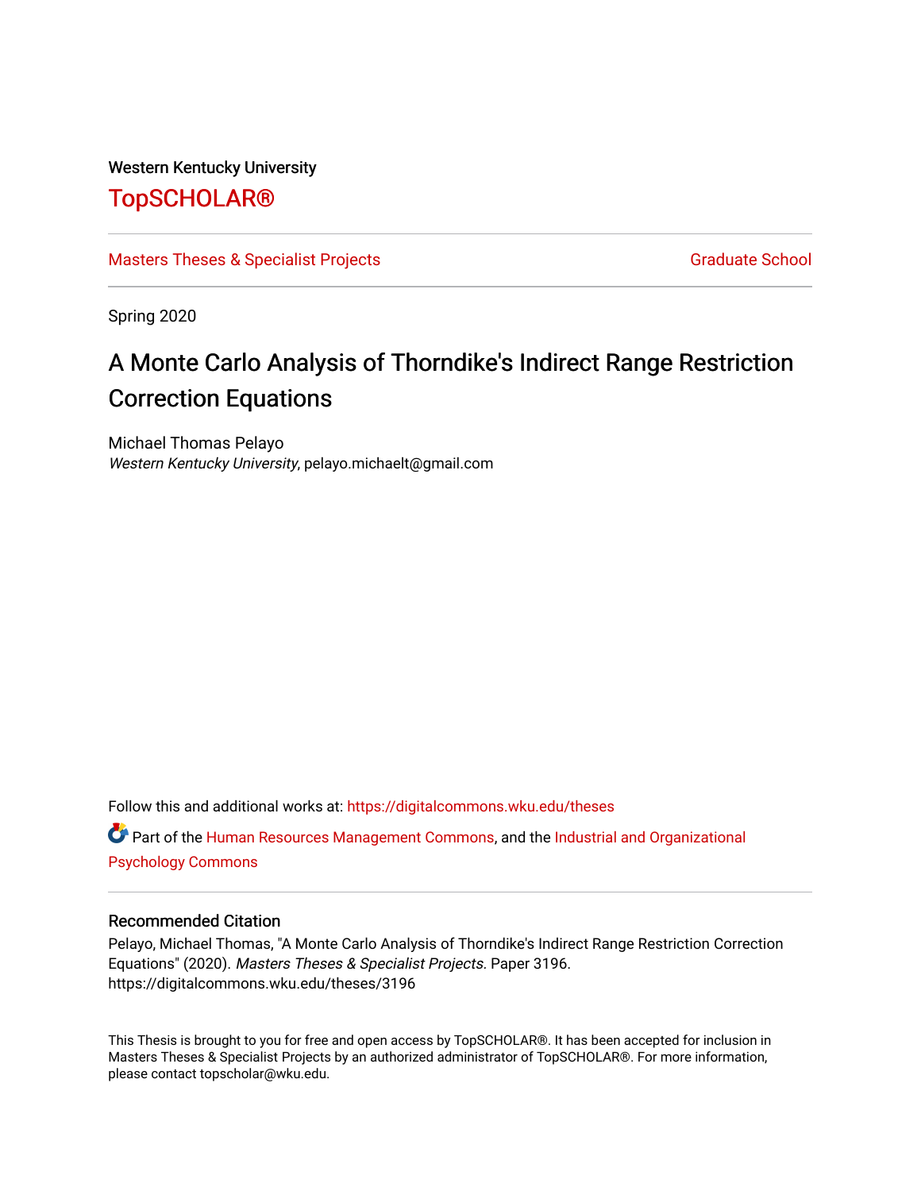Western Kentucky University

# TopSCHOLAR®

Masters Theses & Specialist Projects

Graduate School

Spring 2020

## A Monte Carlo Analysis of Thorndike's Indirect Range Restriction Correction Equations

Michael Thomas Pelayo
*Western Kentucky University*, pelayo.michaelt@gmail.com

Follow this and additional works at: https://digitalcommons.wku.edu/theses

Part of the Human Resources Management Commons, and the Industrial and Organizational Psychology Commons

### Recommended Citation

Pelayo, Michael Thomas, "A Monte Carlo Analysis of Thorndike's Indirect Range Restriction Correction Equations" (2020). *Masters Theses & Specialist Projects*. Paper 3196.
https://digitalcommons.wku.edu/theses/3196

This Thesis is brought to you for free and open access by TopSCHOLAR®. It has been accepted for inclusion in Masters Theses & Specialist Projects by an authorized administrator of TopSCHOLAR®. For more information, please contact topscholar@wku.edu.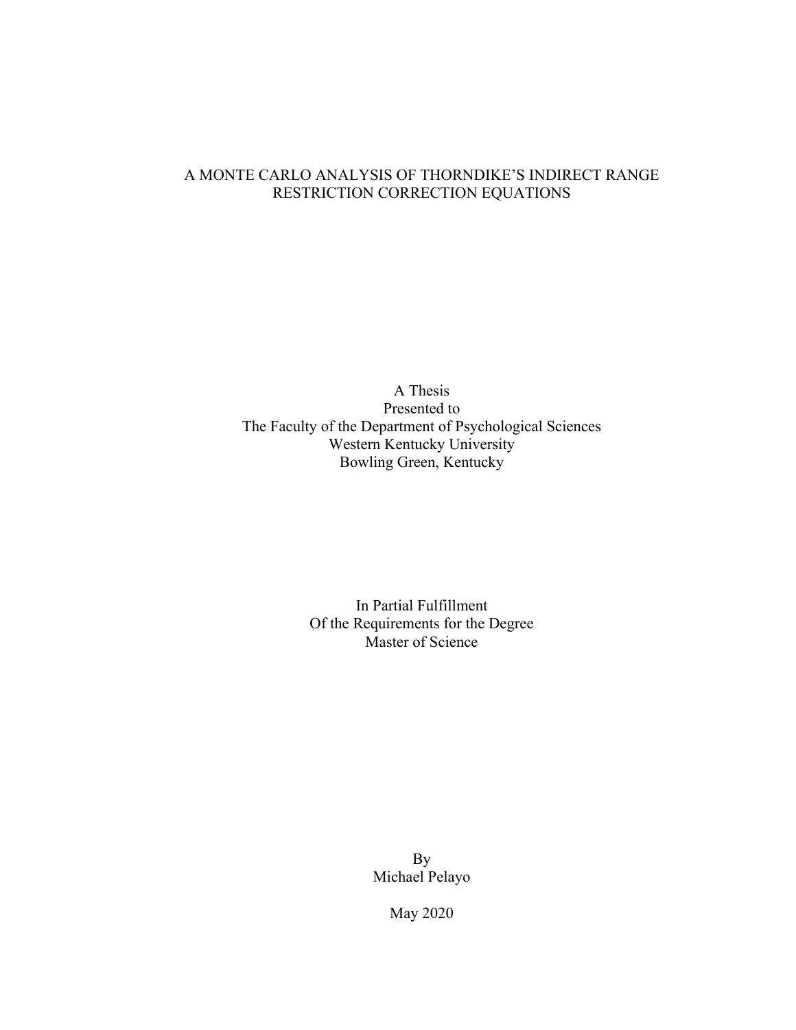# A MONTE CARLO ANALYSIS OF THORNDIKE'S INDIRECT RANGE RESTRICTION CORRECTION EQUATIONS

A Thesis
Presented to
The Faculty of the Department of Psychological Sciences
Western Kentucky University
Bowling Green, Kentucky

In Partial Fulfillment
Of the Requirements for the Degree
Master of Science

By
Michael Pelayo

May 2020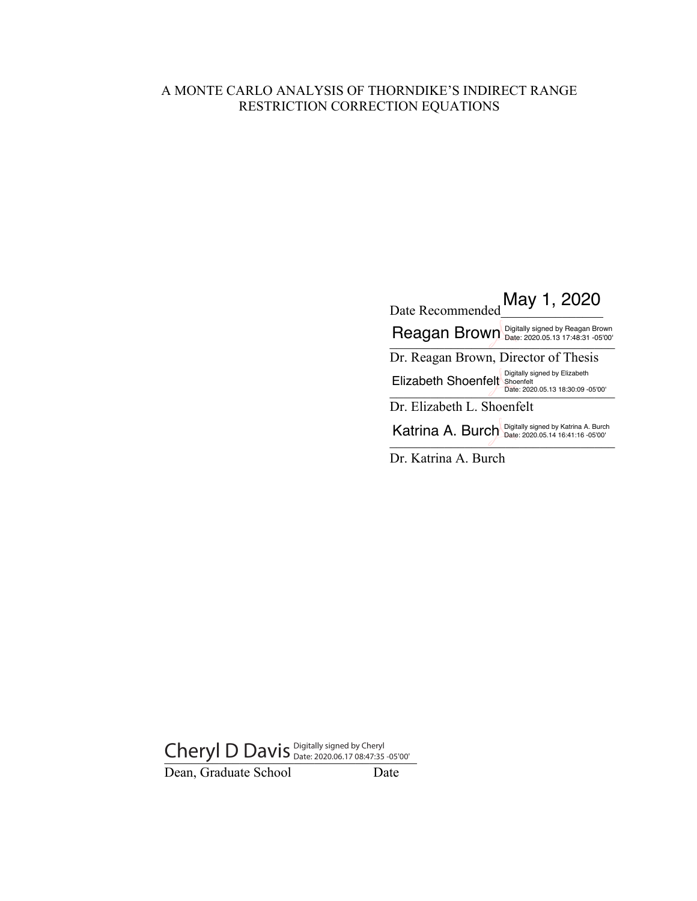A MONTE CARLO ANALYSIS OF THORNDIKE'S INDIRECT RANGE RESTRICTION CORRECTION EQUATIONS

Date Recommended May 1, 2020

Reagan Brown Digitally signed by Reagan Brown Date: 2020.05.13 17:48:31 -05'00'

Dr. Reagan Brown, Director of Thesis

Elizabeth Shoenfelt Digitally signed by Elizabeth Shoenfelt Date: 2020.05.13 18:30:09 -05'00'

Dr. Elizabeth L. Shoenfelt

Katrina A. Burch Digitally signed by Katrina A. Burch Date: 2020.05.14 16:41:16 -05'00'

Dr. Katrina A. Burch

Cheryl D Davis Digitally signed by Cheryl Date: 2020.06.17 08:47:35 -05'00'

Dean, Graduate School Date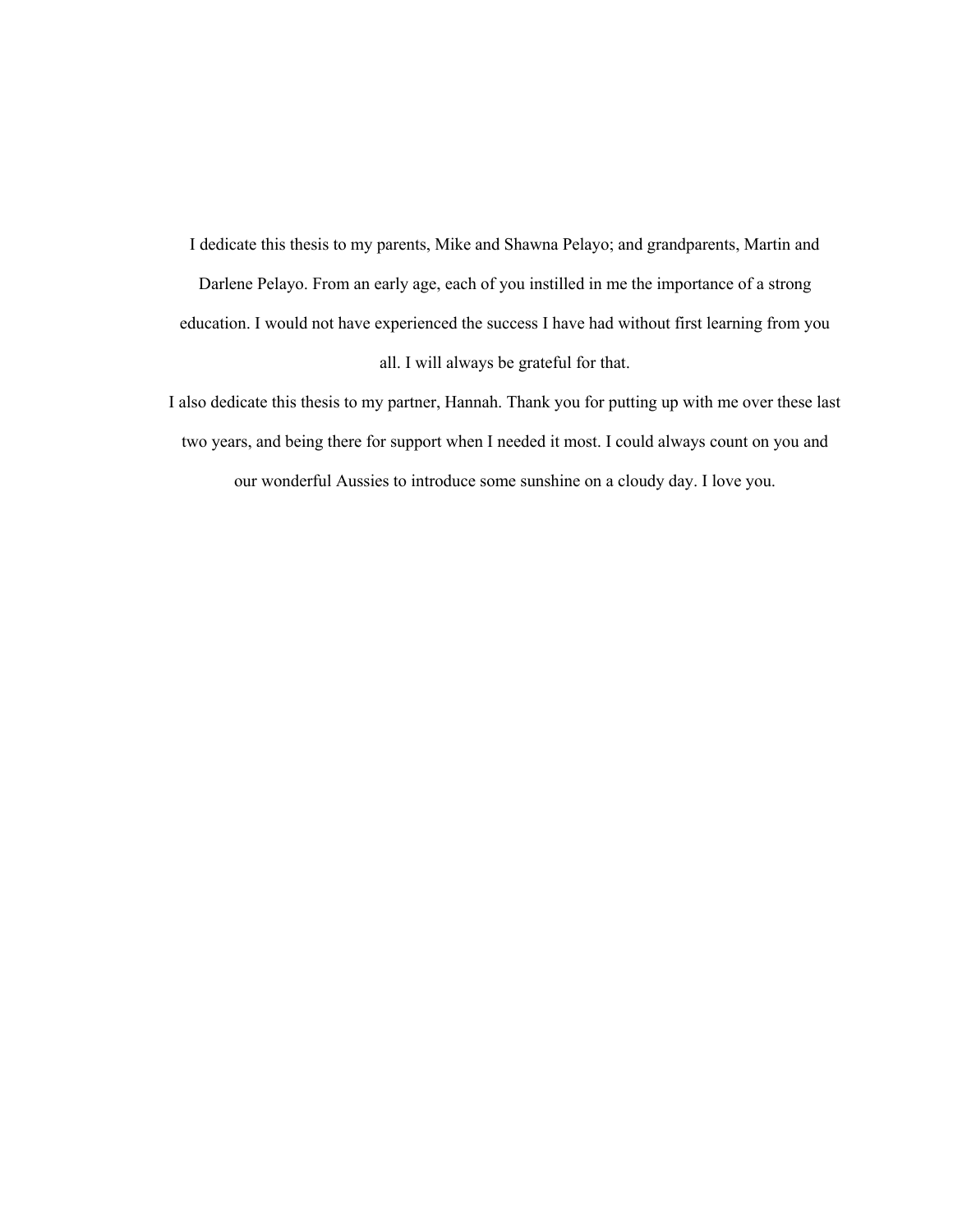I dedicate this thesis to my parents, Mike and Shawna Pelayo; and grandparents, Martin and Darlene Pelayo. From an early age, each of you instilled in me the importance of a strong education. I would not have experienced the success I have had without first learning from you all. I will always be grateful for that.

I also dedicate this thesis to my partner, Hannah. Thank you for putting up with me over these last two years, and being there for support when I needed it most. I could always count on you and our wonderful Aussies to introduce some sunshine on a cloudy day. I love you.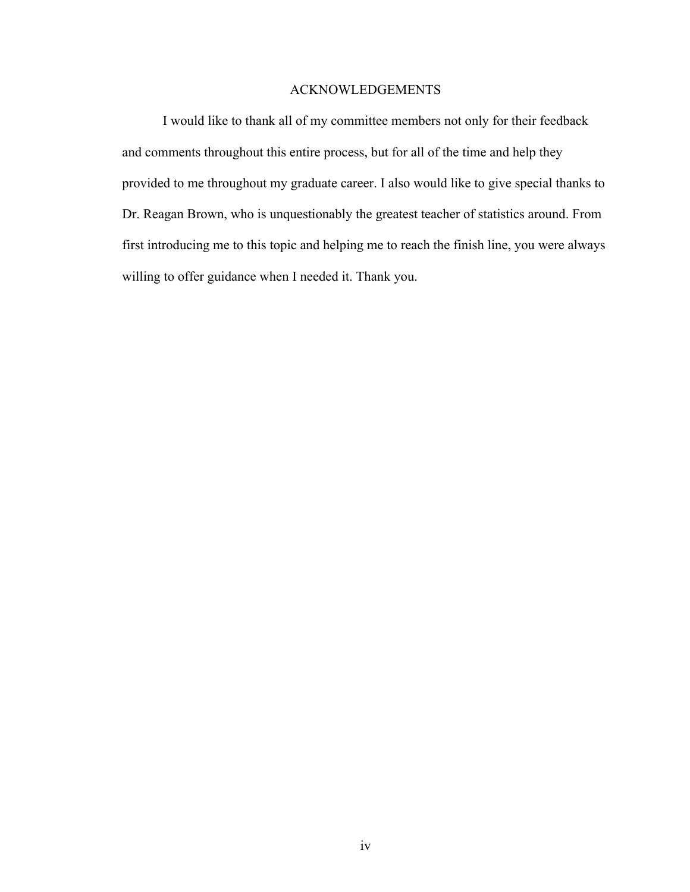# ACKNOWLEDGEMENTS

I would like to thank all of my committee members not only for their feedback and comments throughout this entire process, but for all of the time and help they provided to me throughout my graduate career. I also would like to give special thanks to Dr. Reagan Brown, who is unquestionably the greatest teacher of statistics around. From first introducing me to this topic and helping me to reach the finish line, you were always willing to offer guidance when I needed it. Thank you.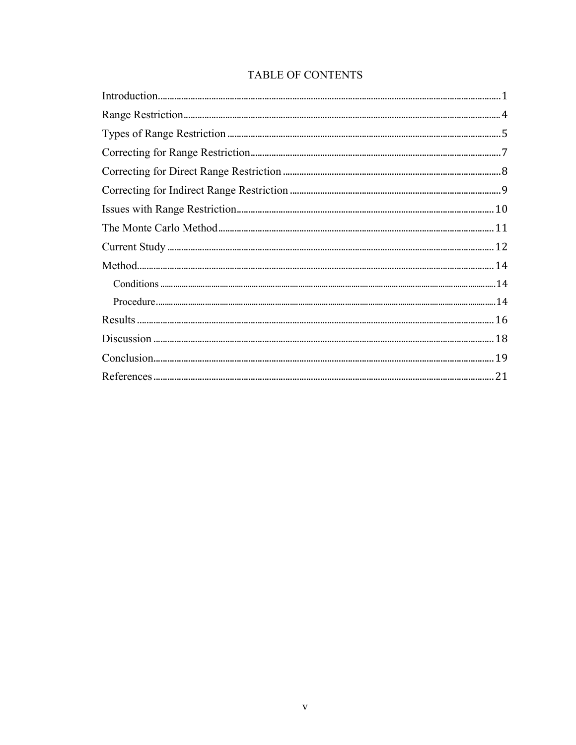# TABLE OF CONTENTS

Introduction.................................................................................................................................1

Range Restriction.........................................................................................................................4

Types of Range Restriction..........................................................................................................5

Correcting for Range Restriction..................................................................................................7

Correcting for Direct Range Restriction......................................................................................8

Correcting for Indirect Range Restriction....................................................................................9

Issues with Range Restriction.....................................................................................................10

The Monte Carlo Method............................................................................................................11

Current Study..............................................................................................................................12

Method........................................................................................................................................14

- Conditions..............................................................................................................................14
- Procedure...............................................................................................................................14

Results........................................................................................................................................16

Discussion..................................................................................................................................18

Conclusion..................................................................................................................................19

References..................................................................................................................................21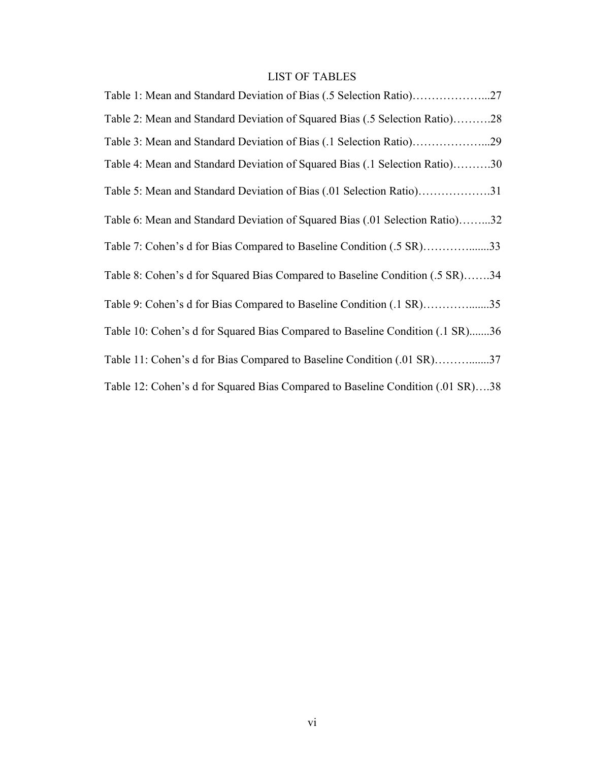# LIST OF TABLES

Table 1: Mean and Standard Deviation of Bias (.5 Selection Ratio)………………...27

Table 2: Mean and Standard Deviation of Squared Bias (.5 Selection Ratio)……….28

Table 3: Mean and Standard Deviation of Bias (.1 Selection Ratio)………………...29

Table 4: Mean and Standard Deviation of Squared Bias (.1 Selection Ratio)……….30

Table 5: Mean and Standard Deviation of Bias (.01 Selection Ratio)……………….31

Table 6: Mean and Standard Deviation of Squared Bias (.01 Selection Ratio)……...32

Table 7: Cohen's d for Bias Compared to Baseline Condition (.5 SR)…………......33

Table 8: Cohen's d for Squared Bias Compared to Baseline Condition (.5 SR)…….34

Table 9: Cohen's d for Bias Compared to Baseline Condition (.1 SR)…………......35

Table 10: Cohen's d for Squared Bias Compared to Baseline Condition (.1 SR).......36

Table 11: Cohen's d for Bias Compared to Baseline Condition (.01 SR)……….......37

Table 12: Cohen's d for Squared Bias Compared to Baseline Condition (.01 SR)….38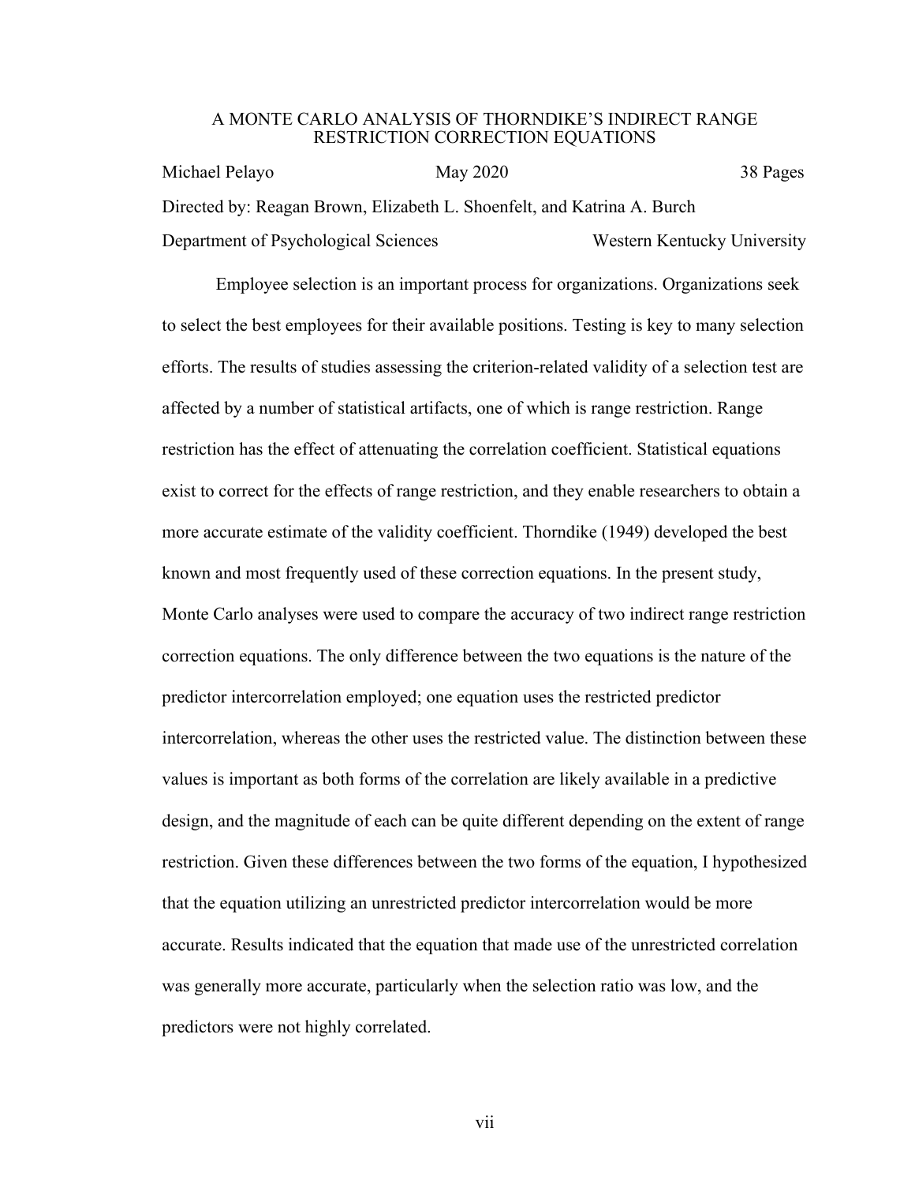A MONTE CARLO ANALYSIS OF THORNDIKE'S INDIRECT RANGE RESTRICTION CORRECTION EQUATIONS

Michael Pelayo May 2020 38 Pages

Directed by: Reagan Brown, Elizabeth L. Shoenfelt, and Katrina A. Burch

Department of Psychological Sciences Western Kentucky University

Employee selection is an important process for organizations. Organizations seek to select the best employees for their available positions. Testing is key to many selection efforts. The results of studies assessing the criterion-related validity of a selection test are affected by a number of statistical artifacts, one of which is range restriction. Range restriction has the effect of attenuating the correlation coefficient. Statistical equations exist to correct for the effects of range restriction, and they enable researchers to obtain a more accurate estimate of the validity coefficient. Thorndike (1949) developed the best known and most frequently used of these correction equations. In the present study, Monte Carlo analyses were used to compare the accuracy of two indirect range restriction correction equations. The only difference between the two equations is the nature of the predictor intercorrelation employed; one equation uses the restricted predictor intercorrelation, whereas the other uses the restricted value. The distinction between these values is important as both forms of the correlation are likely available in a predictive design, and the magnitude of each can be quite different depending on the extent of range restriction. Given these differences between the two forms of the equation, I hypothesized that the equation utilizing an unrestricted predictor intercorrelation would be more accurate. Results indicated that the equation that made use of the unrestricted correlation was generally more accurate, particularly when the selection ratio was low, and the predictors were not highly correlated.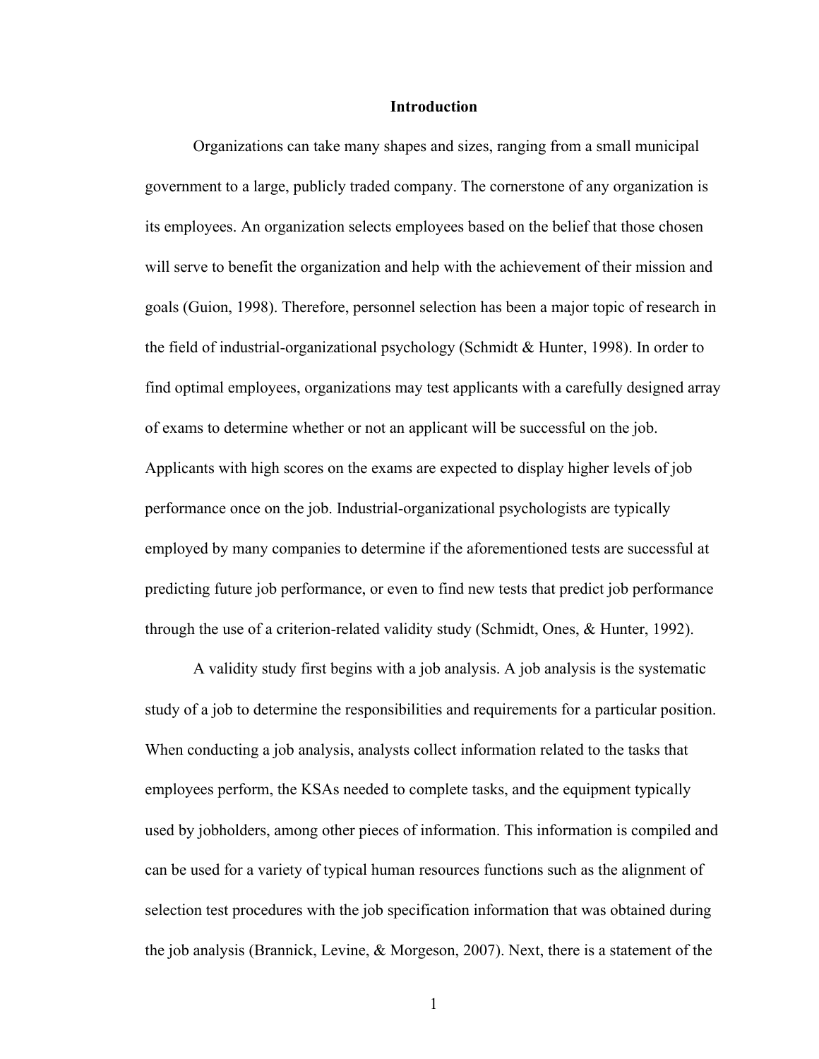# Introduction

Organizations can take many shapes and sizes, ranging from a small municipal government to a large, publicly traded company. The cornerstone of any organization is its employees. An organization selects employees based on the belief that those chosen will serve to benefit the organization and help with the achievement of their mission and goals (Guion, 1998). Therefore, personnel selection has been a major topic of research in the field of industrial-organizational psychology (Schmidt & Hunter, 1998). In order to find optimal employees, organizations may test applicants with a carefully designed array of exams to determine whether or not an applicant will be successful on the job. Applicants with high scores on the exams are expected to display higher levels of job performance once on the job. Industrial-organizational psychologists are typically employed by many companies to determine if the aforementioned tests are successful at predicting future job performance, or even to find new tests that predict job performance through the use of a criterion-related validity study (Schmidt, Ones, & Hunter, 1992).

A validity study first begins with a job analysis. A job analysis is the systematic study of a job to determine the responsibilities and requirements for a particular position. When conducting a job analysis, analysts collect information related to the tasks that employees perform, the KSAs needed to complete tasks, and the equipment typically used by jobholders, among other pieces of information. This information is compiled and can be used for a variety of typical human resources functions such as the alignment of selection test procedures with the job specification information that was obtained during the job analysis (Brannick, Levine, & Morgeson, 2007). Next, there is a statement of the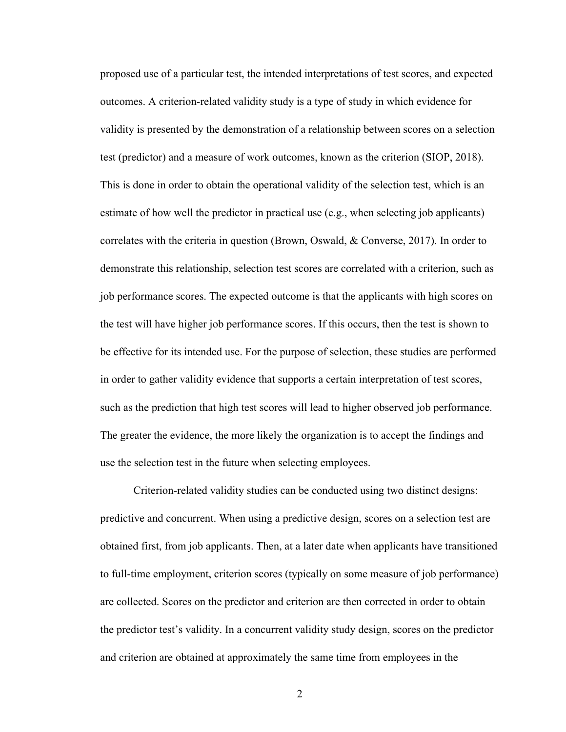proposed use of a particular test, the intended interpretations of test scores, and expected outcomes. A criterion-related validity study is a type of study in which evidence for validity is presented by the demonstration of a relationship between scores on a selection test (predictor) and a measure of work outcomes, known as the criterion (SIOP, 2018). This is done in order to obtain the operational validity of the selection test, which is an estimate of how well the predictor in practical use (e.g., when selecting job applicants) correlates with the criteria in question (Brown, Oswald, & Converse, 2017). In order to demonstrate this relationship, selection test scores are correlated with a criterion, such as job performance scores. The expected outcome is that the applicants with high scores on the test will have higher job performance scores. If this occurs, then the test is shown to be effective for its intended use. For the purpose of selection, these studies are performed in order to gather validity evidence that supports a certain interpretation of test scores, such as the prediction that high test scores will lead to higher observed job performance. The greater the evidence, the more likely the organization is to accept the findings and use the selection test in the future when selecting employees.

Criterion-related validity studies can be conducted using two distinct designs: predictive and concurrent. When using a predictive design, scores on a selection test are obtained first, from job applicants. Then, at a later date when applicants have transitioned to full-time employment, criterion scores (typically on some measure of job performance) are collected. Scores on the predictor and criterion are then corrected in order to obtain the predictor test's validity. In a concurrent validity study design, scores on the predictor and criterion are obtained at approximately the same time from employees in the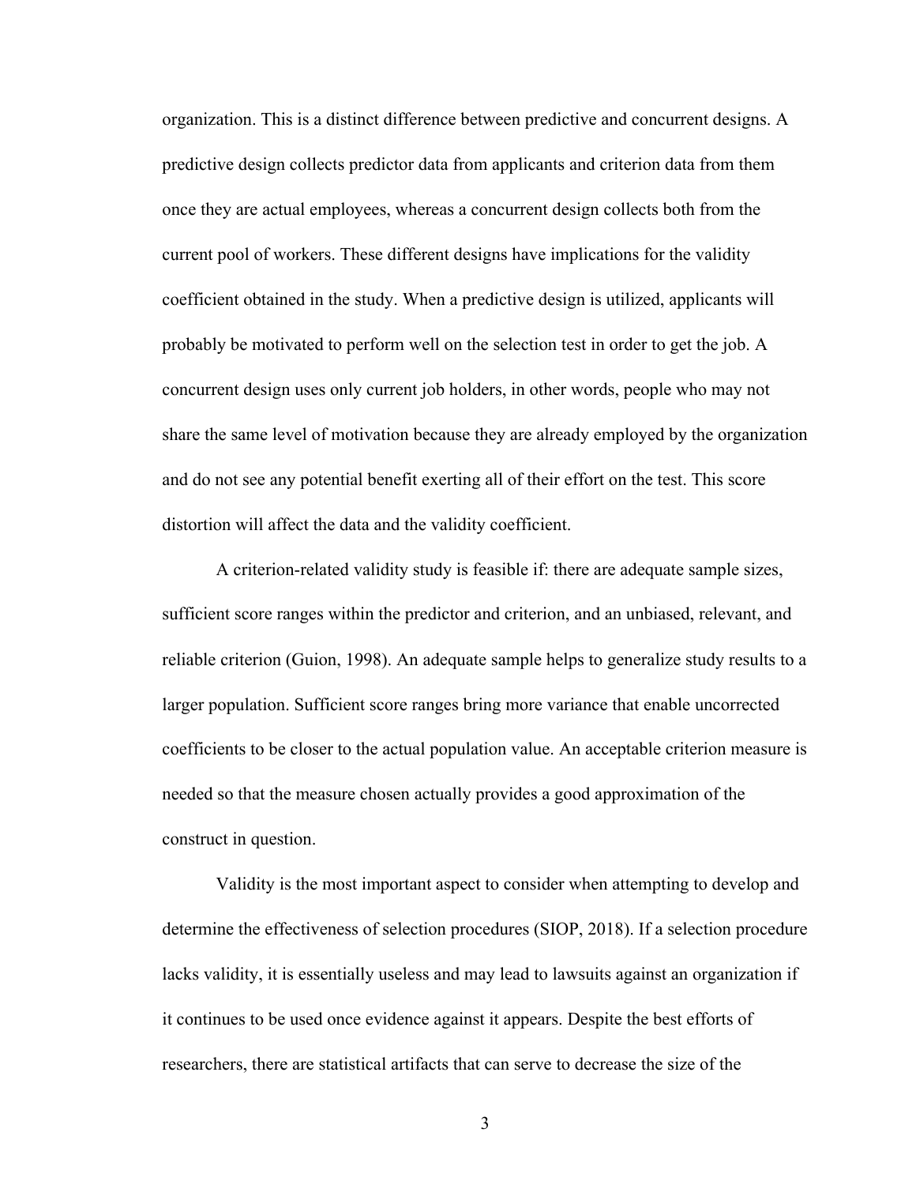organization. This is a distinct difference between predictive and concurrent designs. A predictive design collects predictor data from applicants and criterion data from them once they are actual employees, whereas a concurrent design collects both from the current pool of workers. These different designs have implications for the validity coefficient obtained in the study. When a predictive design is utilized, applicants will probably be motivated to perform well on the selection test in order to get the job. A concurrent design uses only current job holders, in other words, people who may not share the same level of motivation because they are already employed by the organization and do not see any potential benefit exerting all of their effort on the test. This score distortion will affect the data and the validity coefficient.

A criterion-related validity study is feasible if: there are adequate sample sizes, sufficient score ranges within the predictor and criterion, and an unbiased, relevant, and reliable criterion (Guion, 1998). An adequate sample helps to generalize study results to a larger population. Sufficient score ranges bring more variance that enable uncorrected coefficients to be closer to the actual population value. An acceptable criterion measure is needed so that the measure chosen actually provides a good approximation of the construct in question.

Validity is the most important aspect to consider when attempting to develop and determine the effectiveness of selection procedures (SIOP, 2018). If a selection procedure lacks validity, it is essentially useless and may lead to lawsuits against an organization if it continues to be used once evidence against it appears. Despite the best efforts of researchers, there are statistical artifacts that can serve to decrease the size of the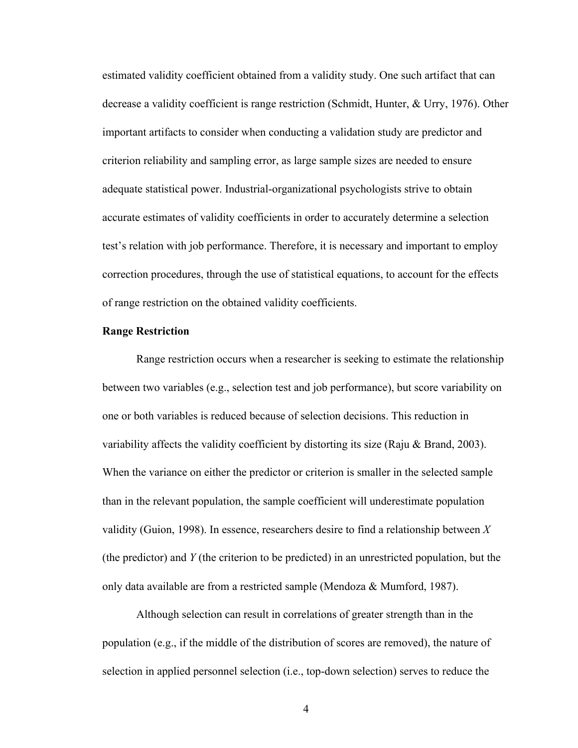estimated validity coefficient obtained from a validity study. One such artifact that can decrease a validity coefficient is range restriction (Schmidt, Hunter, & Urry, 1976). Other important artifacts to consider when conducting a validation study are predictor and criterion reliability and sampling error, as large sample sizes are needed to ensure adequate statistical power. Industrial-organizational psychologists strive to obtain accurate estimates of validity coefficients in order to accurately determine a selection test's relation with job performance. Therefore, it is necessary and important to employ correction procedures, through the use of statistical equations, to account for the effects of range restriction on the obtained validity coefficients.

**Range Restriction**

Range restriction occurs when a researcher is seeking to estimate the relationship between two variables (e.g., selection test and job performance), but score variability on one or both variables is reduced because of selection decisions. This reduction in variability affects the validity coefficient by distorting its size (Raju & Brand, 2003). When the variance on either the predictor or criterion is smaller in the selected sample than in the relevant population, the sample coefficient will underestimate population validity (Guion, 1998). In essence, researchers desire to find a relationship between *X* (the predictor) and *Y* (the criterion to be predicted) in an unrestricted population, but the only data available are from a restricted sample (Mendoza & Mumford, 1987).

Although selection can result in correlations of greater strength than in the population (e.g., if the middle of the distribution of scores are removed), the nature of selection in applied personnel selection (i.e., top-down selection) serves to reduce the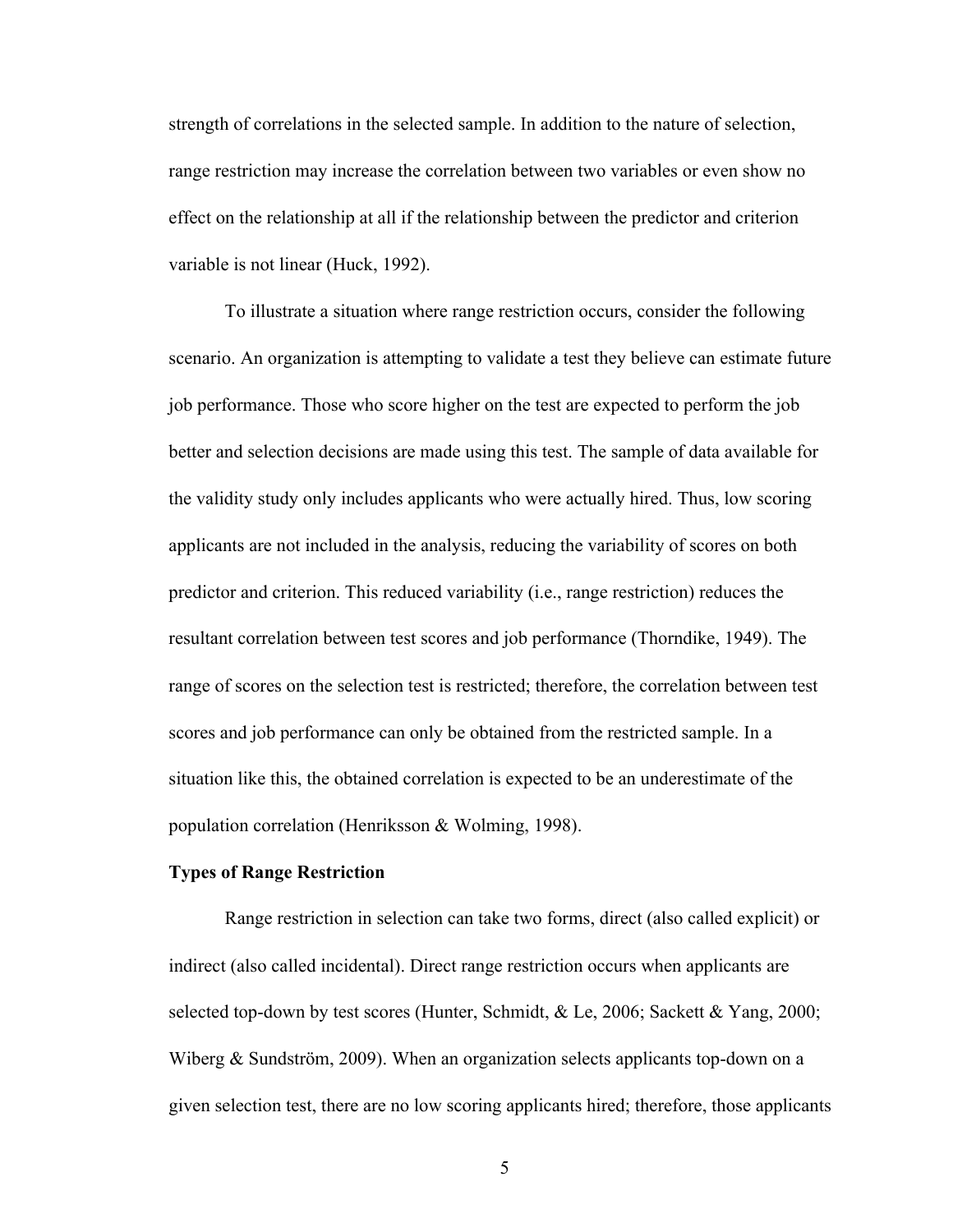strength of correlations in the selected sample. In addition to the nature of selection, range restriction may increase the correlation between two variables or even show no effect on the relationship at all if the relationship between the predictor and criterion variable is not linear (Huck, 1992).

To illustrate a situation where range restriction occurs, consider the following scenario. An organization is attempting to validate a test they believe can estimate future job performance. Those who score higher on the test are expected to perform the job better and selection decisions are made using this test. The sample of data available for the validity study only includes applicants who were actually hired. Thus, low scoring applicants are not included in the analysis, reducing the variability of scores on both predictor and criterion. This reduced variability (i.e., range restriction) reduces the resultant correlation between test scores and job performance (Thorndike, 1949). The range of scores on the selection test is restricted; therefore, the correlation between test scores and job performance can only be obtained from the restricted sample. In a situation like this, the obtained correlation is expected to be an underestimate of the population correlation (Henriksson & Wolming, 1998).

**Types of Range Restriction**

Range restriction in selection can take two forms, direct (also called explicit) or indirect (also called incidental). Direct range restriction occurs when applicants are selected top-down by test scores (Hunter, Schmidt, & Le, 2006; Sackett & Yang, 2000; Wiberg & Sundström, 2009). When an organization selects applicants top-down on a given selection test, there are no low scoring applicants hired; therefore, those applicants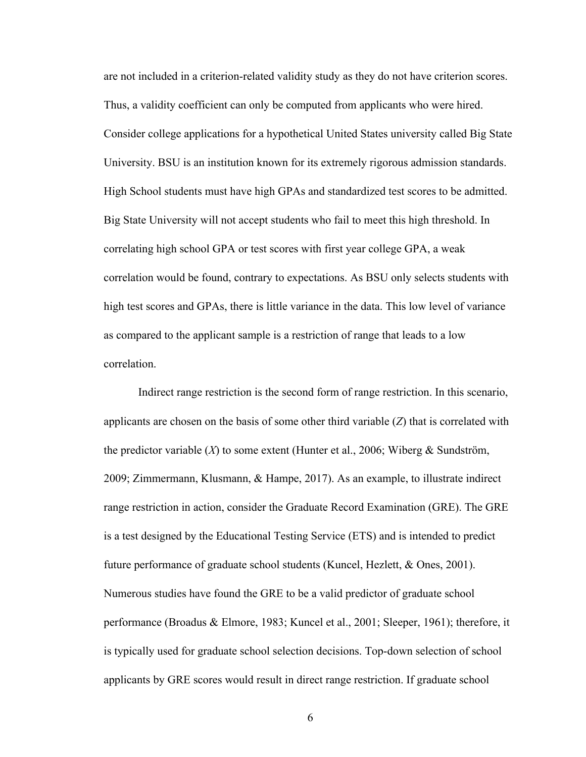are not included in a criterion-related validity study as they do not have criterion scores. Thus, a validity coefficient can only be computed from applicants who were hired. Consider college applications for a hypothetical United States university called Big State University. BSU is an institution known for its extremely rigorous admission standards. High School students must have high GPAs and standardized test scores to be admitted. Big State University will not accept students who fail to meet this high threshold. In correlating high school GPA or test scores with first year college GPA, a weak correlation would be found, contrary to expectations. As BSU only selects students with high test scores and GPAs, there is little variance in the data. This low level of variance as compared to the applicant sample is a restriction of range that leads to a low correlation.

Indirect range restriction is the second form of range restriction. In this scenario, applicants are chosen on the basis of some other third variable ($Z$) that is correlated with the predictor variable ($X$) to some extent (Hunter et al., 2006; Wiberg & Sundström, 2009; Zimmermann, Klusmann, & Hampe, 2017). As an example, to illustrate indirect range restriction in action, consider the Graduate Record Examination (GRE). The GRE is a test designed by the Educational Testing Service (ETS) and is intended to predict future performance of graduate school students (Kuncel, Hezlett, & Ones, 2001). Numerous studies have found the GRE to be a valid predictor of graduate school performance (Broadus & Elmore, 1983; Kuncel et al., 2001; Sleeper, 1961); therefore, it is typically used for graduate school selection decisions. Top-down selection of school applicants by GRE scores would result in direct range restriction. If graduate school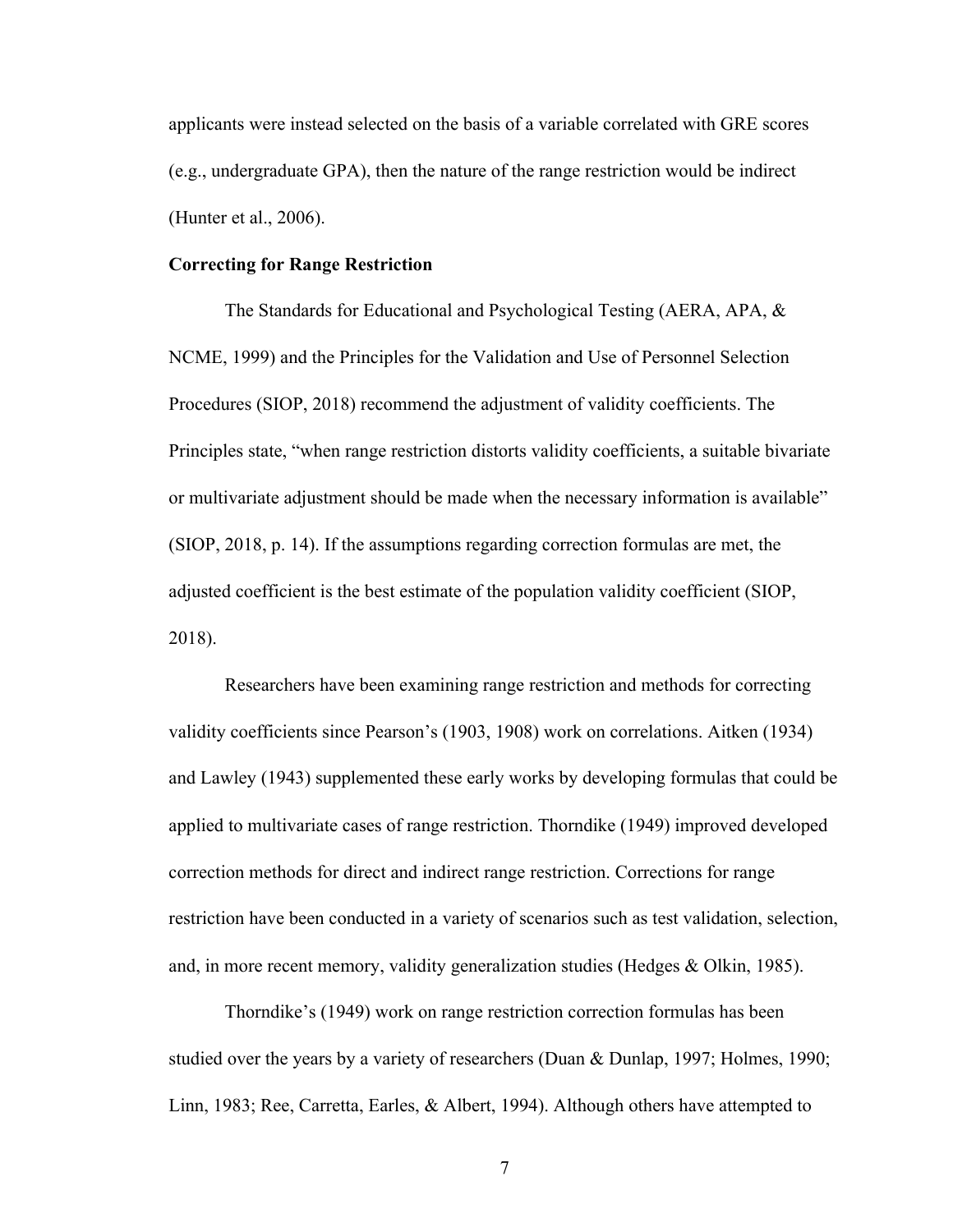applicants were instead selected on the basis of a variable correlated with GRE scores (e.g., undergraduate GPA), then the nature of the range restriction would be indirect (Hunter et al., 2006).

**Correcting for Range Restriction**

The Standards for Educational and Psychological Testing (AERA, APA, & NCME, 1999) and the Principles for the Validation and Use of Personnel Selection Procedures (SIOP, 2018) recommend the adjustment of validity coefficients. The Principles state, "when range restriction distorts validity coefficients, a suitable bivariate or multivariate adjustment should be made when the necessary information is available" (SIOP, 2018, p. 14). If the assumptions regarding correction formulas are met, the adjusted coefficient is the best estimate of the population validity coefficient (SIOP, 2018).

Researchers have been examining range restriction and methods for correcting validity coefficients since Pearson's (1903, 1908) work on correlations. Aitken (1934) and Lawley (1943) supplemented these early works by developing formulas that could be applied to multivariate cases of range restriction. Thorndike (1949) improved developed correction methods for direct and indirect range restriction. Corrections for range restriction have been conducted in a variety of scenarios such as test validation, selection, and, in more recent memory, validity generalization studies (Hedges & Olkin, 1985).

Thorndike's (1949) work on range restriction correction formulas has been studied over the years by a variety of researchers (Duan & Dunlap, 1997; Holmes, 1990; Linn, 1983; Ree, Carretta, Earles, & Albert, 1994). Although others have attempted to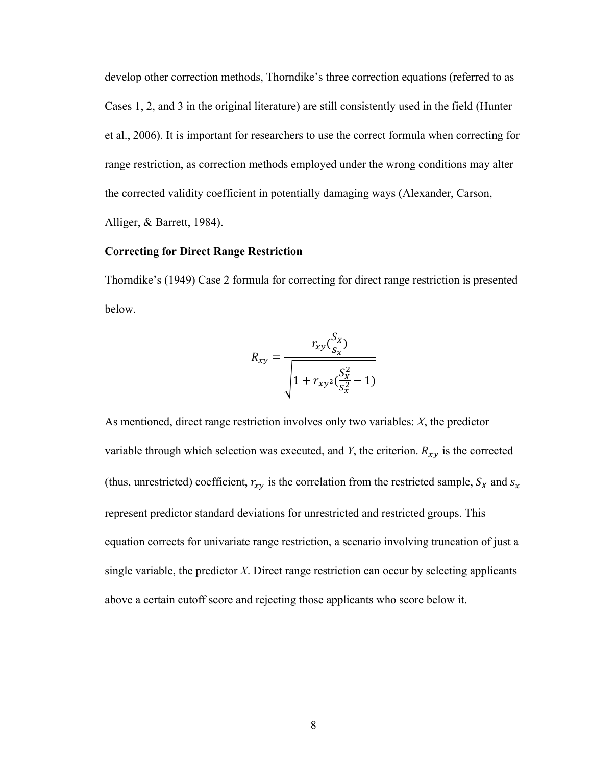develop other correction methods, Thorndike's three correction equations (referred to as Cases 1, 2, and 3 in the original literature) are still consistently used in the field (Hunter et al., 2006). It is important for researchers to use the correct formula when correcting for range restriction, as correction methods employed under the wrong conditions may alter the corrected validity coefficient in potentially damaging ways (Alexander, Carson, Alliger, & Barrett, 1984).

**Correcting for Direct Range Restriction**

Thorndike's (1949) Case 2 formula for correcting for direct range restriction is presented below.

$$R_{xy} = \frac{r_{xy}(\frac{S_X}{s_x})}{\sqrt{1 + r_{xy^2}(\frac{S_X^2}{s_x^2} - 1)}}$$

As mentioned, direct range restriction involves only two variables: *X*, the predictor variable through which selection was executed, and *Y*, the criterion. $R_{xy}$ is the corrected (thus, unrestricted) coefficient, $r_{xy}$ is the correlation from the restricted sample, $S_X$ and $s_x$ represent predictor standard deviations for unrestricted and restricted groups. This equation corrects for univariate range restriction, a scenario involving truncation of just a single variable, the predictor *X*. Direct range restriction can occur by selecting applicants above a certain cutoff score and rejecting those applicants who score below it.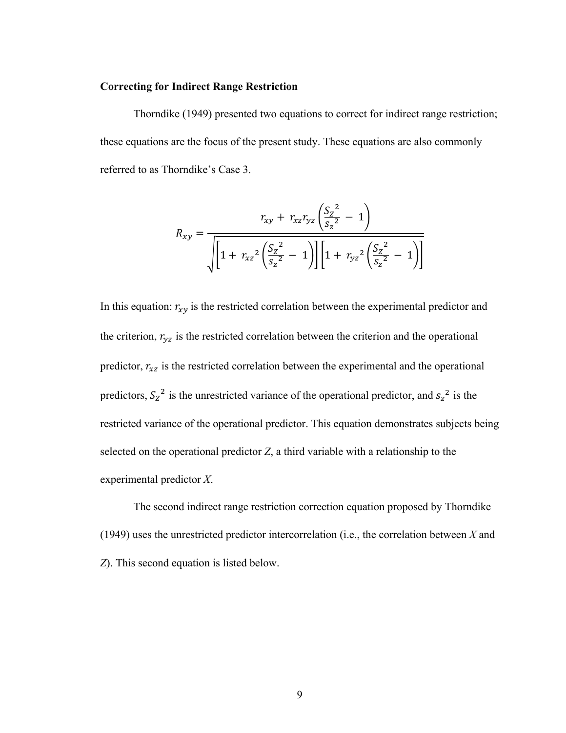**Correcting for Indirect Range Restriction**

Thorndike (1949) presented two equations to correct for indirect range restriction; these equations are the focus of the present study. These equations are also commonly referred to as Thorndike's Case 3.

$$R_{xy} = \frac{r_{xy} + r_{xz}r_{yz}\left(\frac{S_Z{}^2}{s_z{}^2} - 1\right)}{\sqrt{\left[1 + r_{xz}{}^2\left(\frac{S_Z{}^2}{s_z{}^2} - 1\right)\right]\left[1 + r_{yz}{}^2\left(\frac{S_Z{}^2}{s_z{}^2} - 1\right)\right]}}$$

In this equation: $r_{xy}$ is the restricted correlation between the experimental predictor and the criterion, $r_{yz}$ is the restricted correlation between the criterion and the operational predictor, $r_{xz}$ is the restricted correlation between the experimental and the operational predictors, $S_Z{}^2$ is the unrestricted variance of the operational predictor, and $s_z{}^2$ is the restricted variance of the operational predictor. This equation demonstrates subjects being selected on the operational predictor *Z*, a third variable with a relationship to the experimental predictor *X*.

The second indirect range restriction correction equation proposed by Thorndike (1949) uses the unrestricted predictor intercorrelation (i.e., the correlation between *X* and *Z*). This second equation is listed below.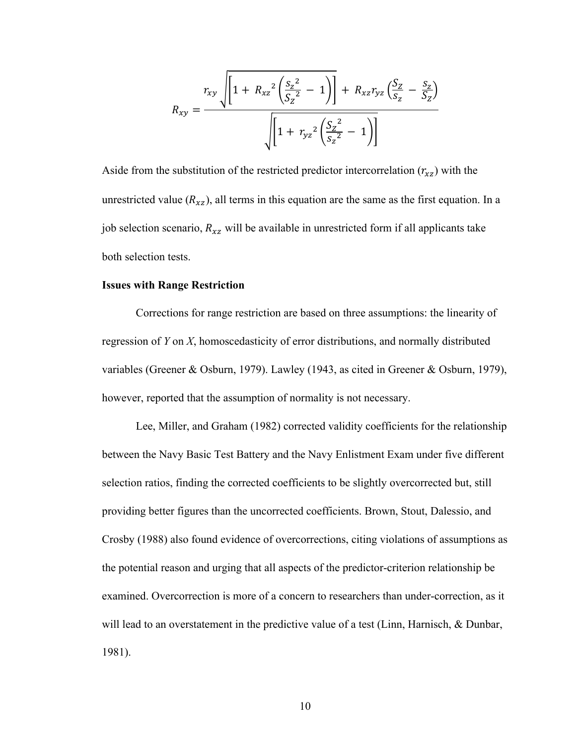$$R_{xy} = \frac{r_{xy}\sqrt{\left[1 + R_{xz}{}^{2}\left(\frac{s_{z}{}^{2}}{S_{Z}{}^{2}} - 1\right)\right]} + R_{xz}r_{yz}\left(\frac{S_{Z}}{s_{z}} - \frac{s_{z}}{S_{Z}}\right)}{\sqrt{\left[1 + r_{yz}{}^{2}\left(\frac{S_{Z}{}^{2}}{s_{z}{}^{2}} - 1\right)\right]}}$$

Aside from the substitution of the restricted predictor intercorrelation ($r_{xz}$) with the unrestricted value ($R_{xz}$), all terms in this equation are the same as the first equation. In a job selection scenario, $R_{xz}$ will be available in unrestricted form if all applicants take both selection tests.

**Issues with Range Restriction**

Corrections for range restriction are based on three assumptions: the linearity of regression of *Y* on *X*, homoscedasticity of error distributions, and normally distributed variables (Greener & Osburn, 1979). Lawley (1943, as cited in Greener & Osburn, 1979), however, reported that the assumption of normality is not necessary.

Lee, Miller, and Graham (1982) corrected validity coefficients for the relationship between the Navy Basic Test Battery and the Navy Enlistment Exam under five different selection ratios, finding the corrected coefficients to be slightly overcorrected but, still providing better figures than the uncorrected coefficients. Brown, Stout, Dalessio, and Crosby (1988) also found evidence of overcorrections, citing violations of assumptions as the potential reason and urging that all aspects of the predictor-criterion relationship be examined. Overcorrection is more of a concern to researchers than under-correction, as it will lead to an overstatement in the predictive value of a test (Linn, Harnisch, & Dunbar, 1981).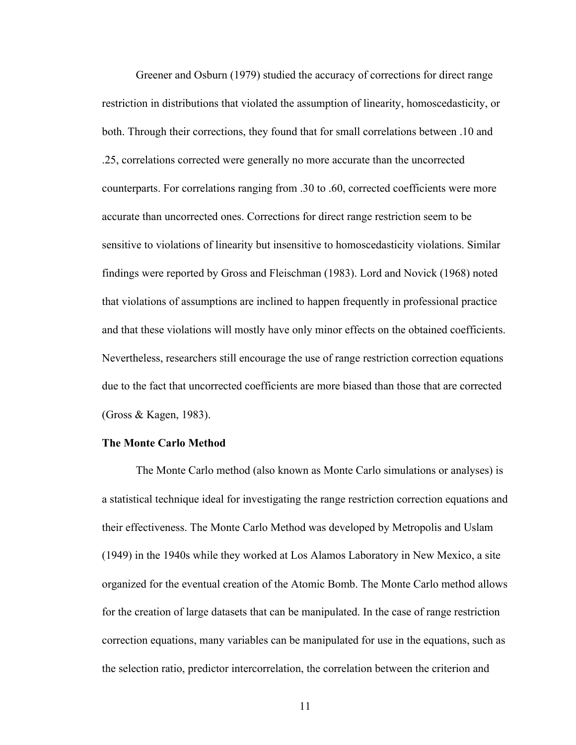Greener and Osburn (1979) studied the accuracy of corrections for direct range restriction in distributions that violated the assumption of linearity, homoscedasticity, or both. Through their corrections, they found that for small correlations between .10 and .25, correlations corrected were generally no more accurate than the uncorrected counterparts. For correlations ranging from .30 to .60, corrected coefficients were more accurate than uncorrected ones. Corrections for direct range restriction seem to be sensitive to violations of linearity but insensitive to homoscedasticity violations. Similar findings were reported by Gross and Fleischman (1983). Lord and Novick (1968) noted that violations of assumptions are inclined to happen frequently in professional practice and that these violations will mostly have only minor effects on the obtained coefficients. Nevertheless, researchers still encourage the use of range restriction correction equations due to the fact that uncorrected coefficients are more biased than those that are corrected (Gross & Kagen, 1983).

**The Monte Carlo Method**

The Monte Carlo method (also known as Monte Carlo simulations or analyses) is a statistical technique ideal for investigating the range restriction correction equations and their effectiveness. The Monte Carlo Method was developed by Metropolis and Uslam (1949) in the 1940s while they worked at Los Alamos Laboratory in New Mexico, a site organized for the eventual creation of the Atomic Bomb. The Monte Carlo method allows for the creation of large datasets that can be manipulated. In the case of range restriction correction equations, many variables can be manipulated for use in the equations, such as the selection ratio, predictor intercorrelation, the correlation between the criterion and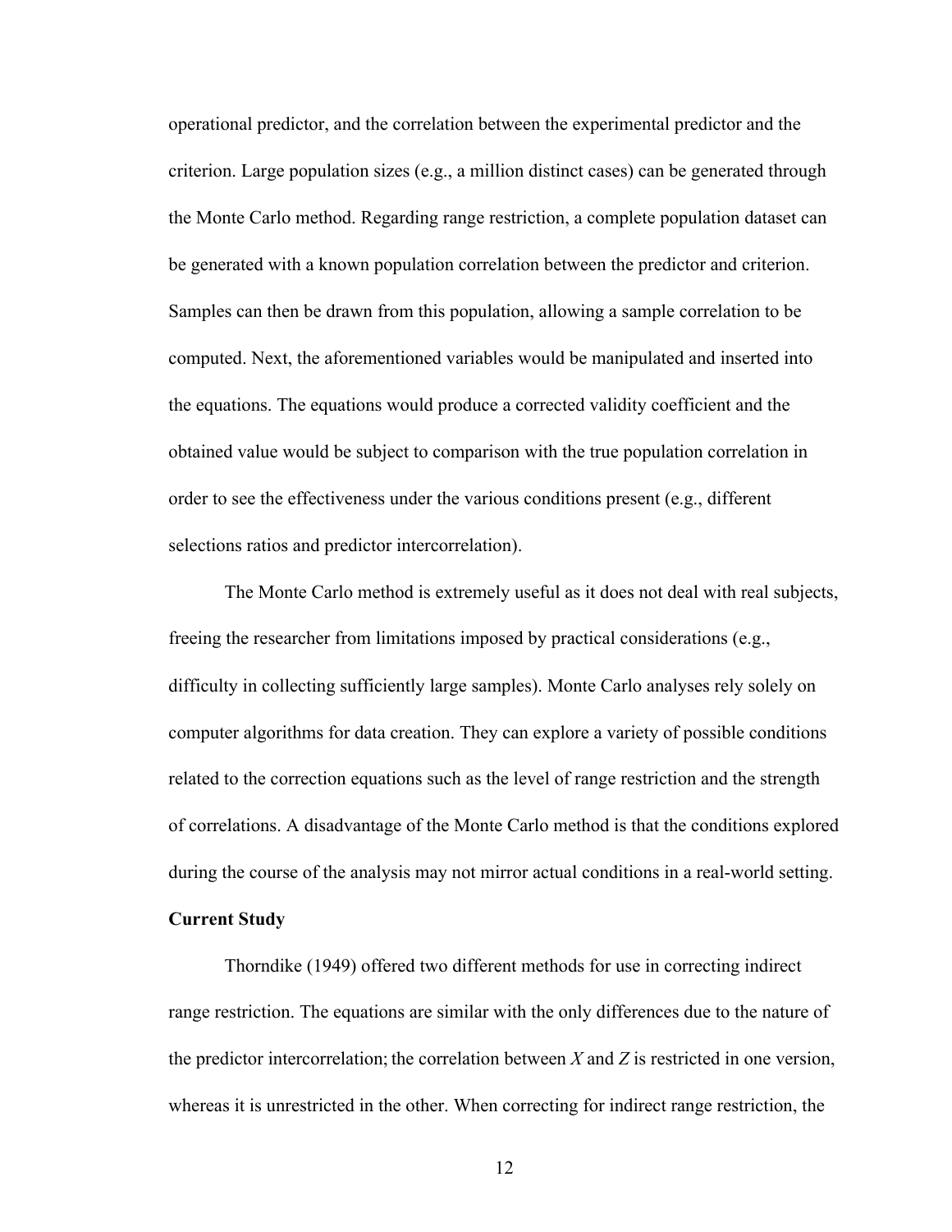operational predictor, and the correlation between the experimental predictor and the criterion. Large population sizes (e.g., a million distinct cases) can be generated through the Monte Carlo method. Regarding range restriction, a complete population dataset can be generated with a known population correlation between the predictor and criterion. Samples can then be drawn from this population, allowing a sample correlation to be computed. Next, the aforementioned variables would be manipulated and inserted into the equations. The equations would produce a corrected validity coefficient and the obtained value would be subject to comparison with the true population correlation in order to see the effectiveness under the various conditions present (e.g., different selections ratios and predictor intercorrelation).

The Monte Carlo method is extremely useful as it does not deal with real subjects, freeing the researcher from limitations imposed by practical considerations (e.g., difficulty in collecting sufficiently large samples). Monte Carlo analyses rely solely on computer algorithms for data creation. They can explore a variety of possible conditions related to the correction equations such as the level of range restriction and the strength of correlations. A disadvantage of the Monte Carlo method is that the conditions explored during the course of the analysis may not mirror actual conditions in a real-world setting.

**Current Study**

Thorndike (1949) offered two different methods for use in correcting indirect range restriction. The equations are similar with the only differences due to the nature of the predictor intercorrelation; the correlation between *X* and *Z* is restricted in one version, whereas it is unrestricted in the other. When correcting for indirect range restriction, the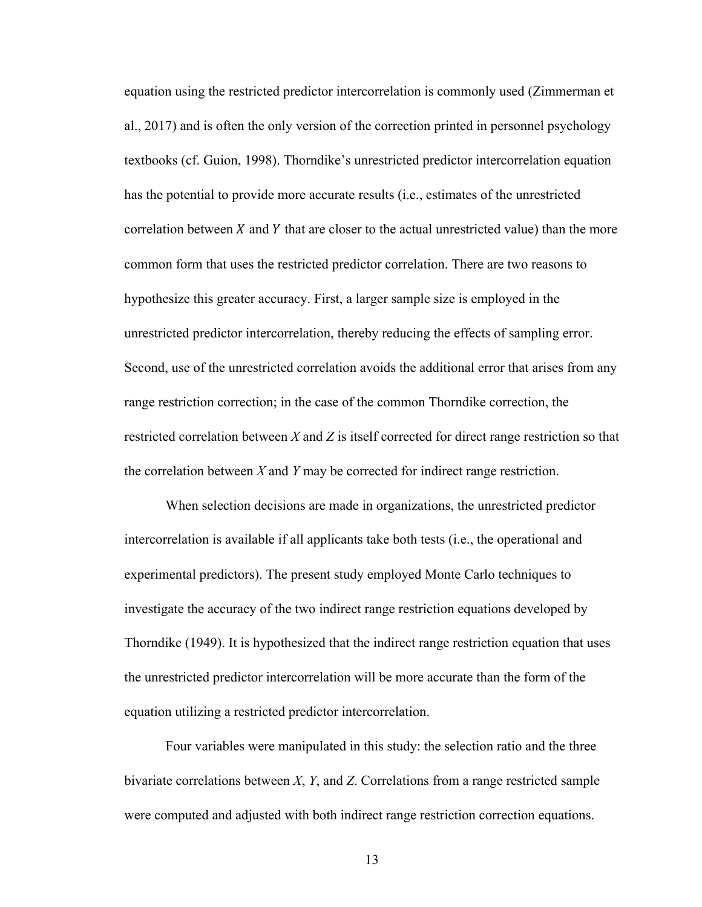equation using the restricted predictor intercorrelation is commonly used (Zimmerman et al., 2017) and is often the only version of the correction printed in personnel psychology textbooks (cf. Guion, 1998). Thorndike's unrestricted predictor intercorrelation equation has the potential to provide more accurate results (i.e., estimates of the unrestricted correlation between $X$ and $Y$ that are closer to the actual unrestricted value) than the more common form that uses the restricted predictor correlation. There are two reasons to hypothesize this greater accuracy. First, a larger sample size is employed in the unrestricted predictor intercorrelation, thereby reducing the effects of sampling error. Second, use of the unrestricted correlation avoids the additional error that arises from any range restriction correction; in the case of the common Thorndike correction, the restricted correlation between $X$ and $Z$ is itself corrected for direct range restriction so that the correlation between $X$ and $Y$ may be corrected for indirect range restriction.

When selection decisions are made in organizations, the unrestricted predictor intercorrelation is available if all applicants take both tests (i.e., the operational and experimental predictors). The present study employed Monte Carlo techniques to investigate the accuracy of the two indirect range restriction equations developed by Thorndike (1949). It is hypothesized that the indirect range restriction equation that uses the unrestricted predictor intercorrelation will be more accurate than the form of the equation utilizing a restricted predictor intercorrelation.

Four variables were manipulated in this study: the selection ratio and the three bivariate correlations between $X$, $Y$, and $Z$. Correlations from a range restricted sample were computed and adjusted with both indirect range restriction correction equations.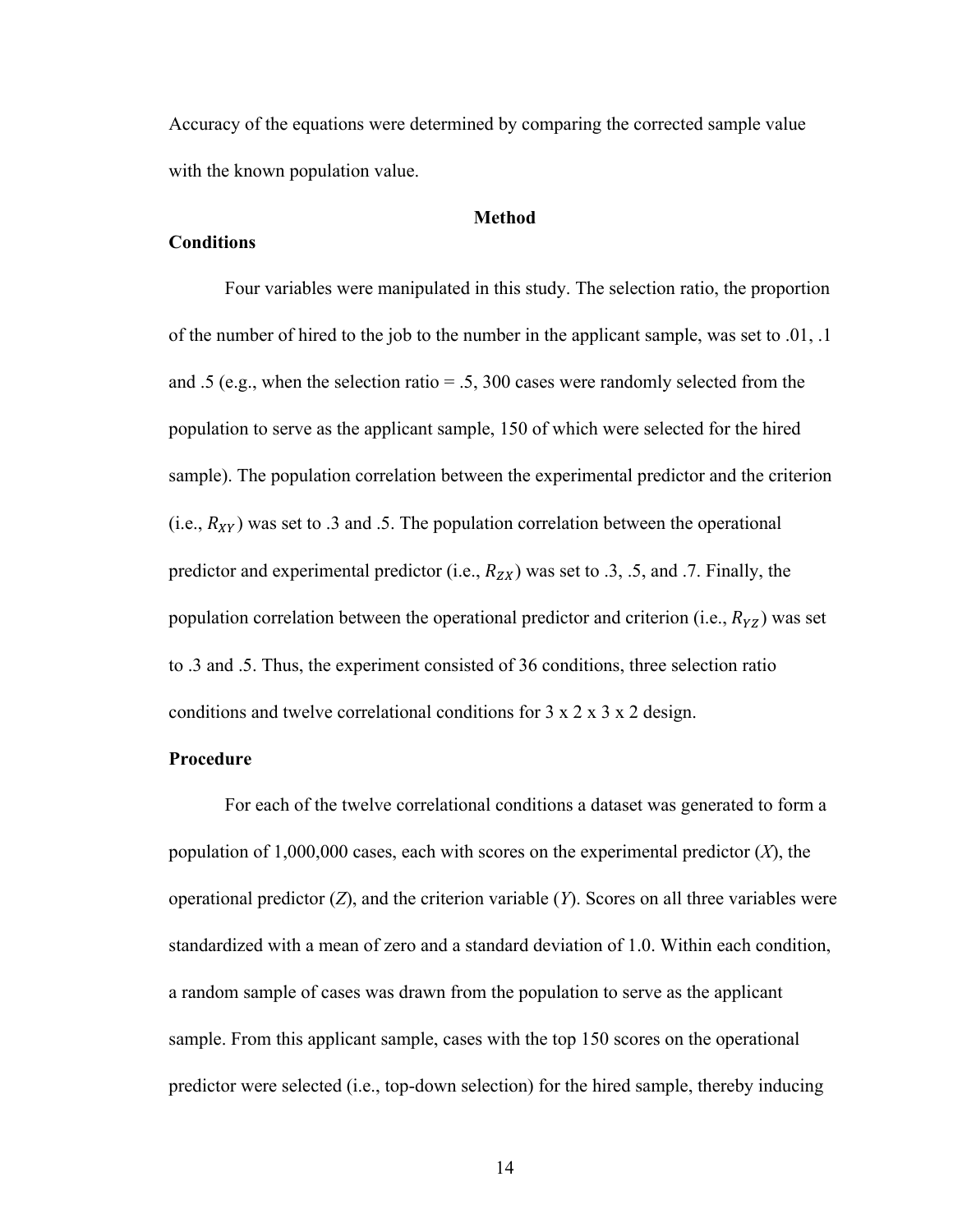Accuracy of the equations were determined by comparing the corrected sample value with the known population value.

## Method

### Conditions

Four variables were manipulated in this study. The selection ratio, the proportion of the number of hired to the job to the number in the applicant sample, was set to .01, .1 and .5 (e.g., when the selection ratio = .5, 300 cases were randomly selected from the population to serve as the applicant sample, 150 of which were selected for the hired sample). The population correlation between the experimental predictor and the criterion (i.e., $R_{XY}$) was set to .3 and .5. The population correlation between the operational predictor and experimental predictor (i.e., $R_{ZX}$) was set to .3, .5, and .7. Finally, the population correlation between the operational predictor and criterion (i.e., $R_{YZ}$) was set to .3 and .5. Thus, the experiment consisted of 36 conditions, three selection ratio conditions and twelve correlational conditions for 3 x 2 x 3 x 2 design.

### Procedure

For each of the twelve correlational conditions a dataset was generated to form a population of 1,000,000 cases, each with scores on the experimental predictor (*X*), the operational predictor (*Z*), and the criterion variable (*Y*). Scores on all three variables were standardized with a mean of zero and a standard deviation of 1.0. Within each condition, a random sample of cases was drawn from the population to serve as the applicant sample. From this applicant sample, cases with the top 150 scores on the operational predictor were selected (i.e., top-down selection) for the hired sample, thereby inducing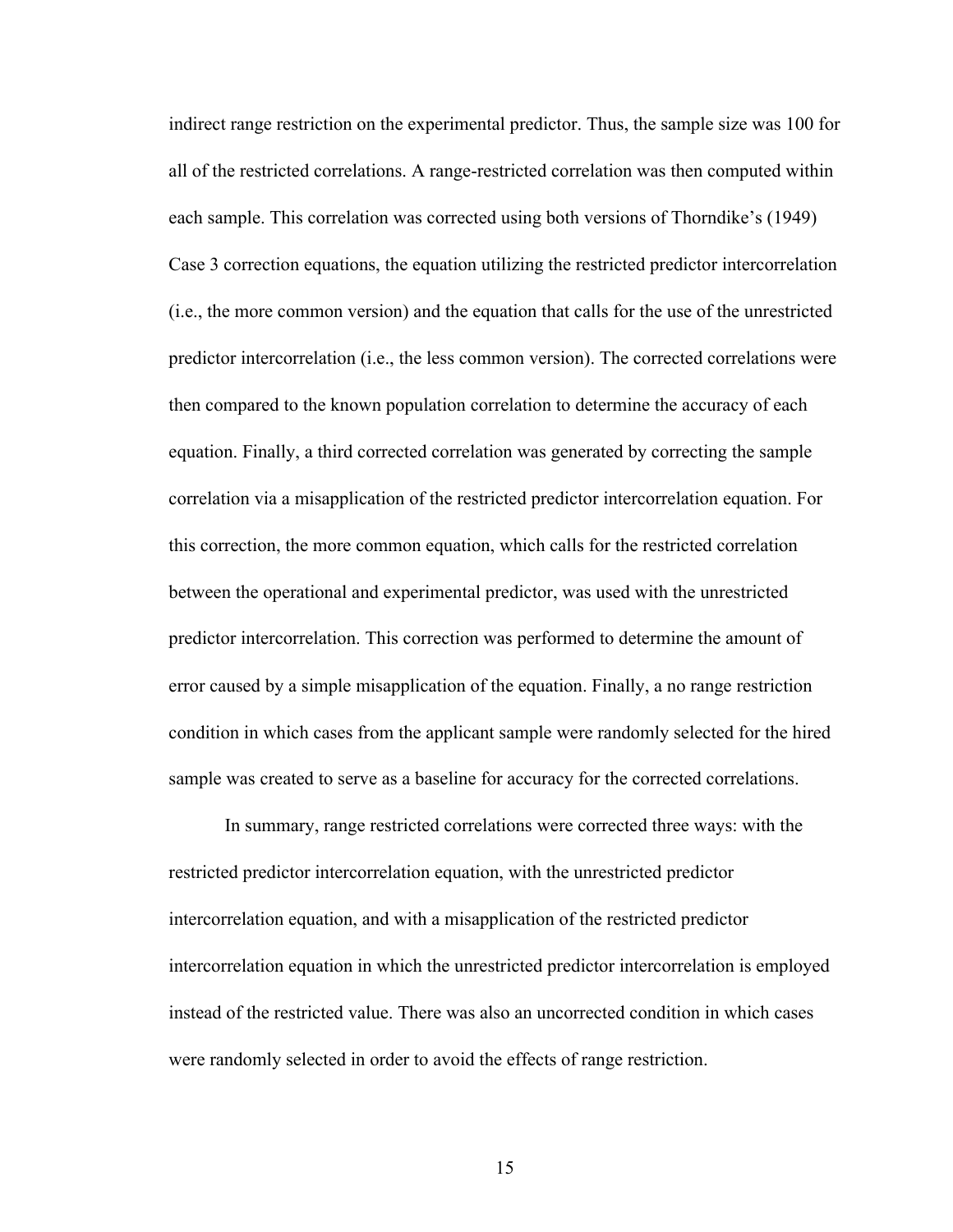indirect range restriction on the experimental predictor. Thus, the sample size was 100 for all of the restricted correlations. A range-restricted correlation was then computed within each sample. This correlation was corrected using both versions of Thorndike's (1949) Case 3 correction equations, the equation utilizing the restricted predictor intercorrelation (i.e., the more common version) and the equation that calls for the use of the unrestricted predictor intercorrelation (i.e., the less common version). The corrected correlations were then compared to the known population correlation to determine the accuracy of each equation. Finally, a third corrected correlation was generated by correcting the sample correlation via a misapplication of the restricted predictor intercorrelation equation. For this correction, the more common equation, which calls for the restricted correlation between the operational and experimental predictor, was used with the unrestricted predictor intercorrelation. This correction was performed to determine the amount of error caused by a simple misapplication of the equation. Finally, a no range restriction condition in which cases from the applicant sample were randomly selected for the hired sample was created to serve as a baseline for accuracy for the corrected correlations.

In summary, range restricted correlations were corrected three ways: with the restricted predictor intercorrelation equation, with the unrestricted predictor intercorrelation equation, and with a misapplication of the restricted predictor intercorrelation equation in which the unrestricted predictor intercorrelation is employed instead of the restricted value. There was also an uncorrected condition in which cases were randomly selected in order to avoid the effects of range restriction.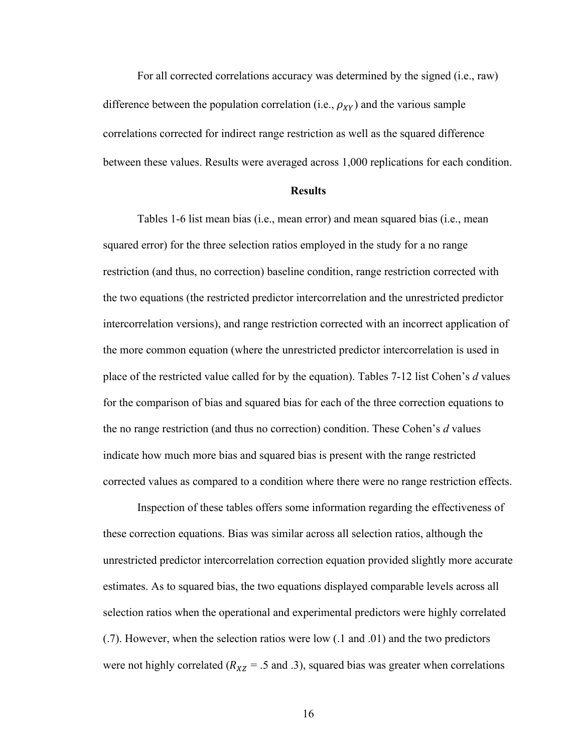For all corrected correlations accuracy was determined by the signed (i.e., raw) difference between the population correlation (i.e., $\rho_{XY}$) and the various sample correlations corrected for indirect range restriction as well as the squared difference between these values. Results were averaged across 1,000 replications for each condition.

## Results

Tables 1-6 list mean bias (i.e., mean error) and mean squared bias (i.e., mean squared error) for the three selection ratios employed in the study for a no range restriction (and thus, no correction) baseline condition, range restriction corrected with the two equations (the restricted predictor intercorrelation and the unrestricted predictor intercorrelation versions), and range restriction corrected with an incorrect application of the more common equation (where the unrestricted predictor intercorrelation is used in place of the restricted value called for by the equation). Tables 7-12 list Cohen's *d* values for the comparison of bias and squared bias for each of the three correction equations to the no range restriction (and thus no correction) condition. These Cohen's *d* values indicate how much more bias and squared bias is present with the range restricted corrected values as compared to a condition where there were no range restriction effects.

Inspection of these tables offers some information regarding the effectiveness of these correction equations. Bias was similar across all selection ratios, although the unrestricted predictor intercorrelation correction equation provided slightly more accurate estimates. As to squared bias, the two equations displayed comparable levels across all selection ratios when the operational and experimental predictors were highly correlated (.7). However, when the selection ratios were low (.1 and .01) and the two predictors were not highly correlated ($R_{XZ}$ = .5 and .3), squared bias was greater when correlations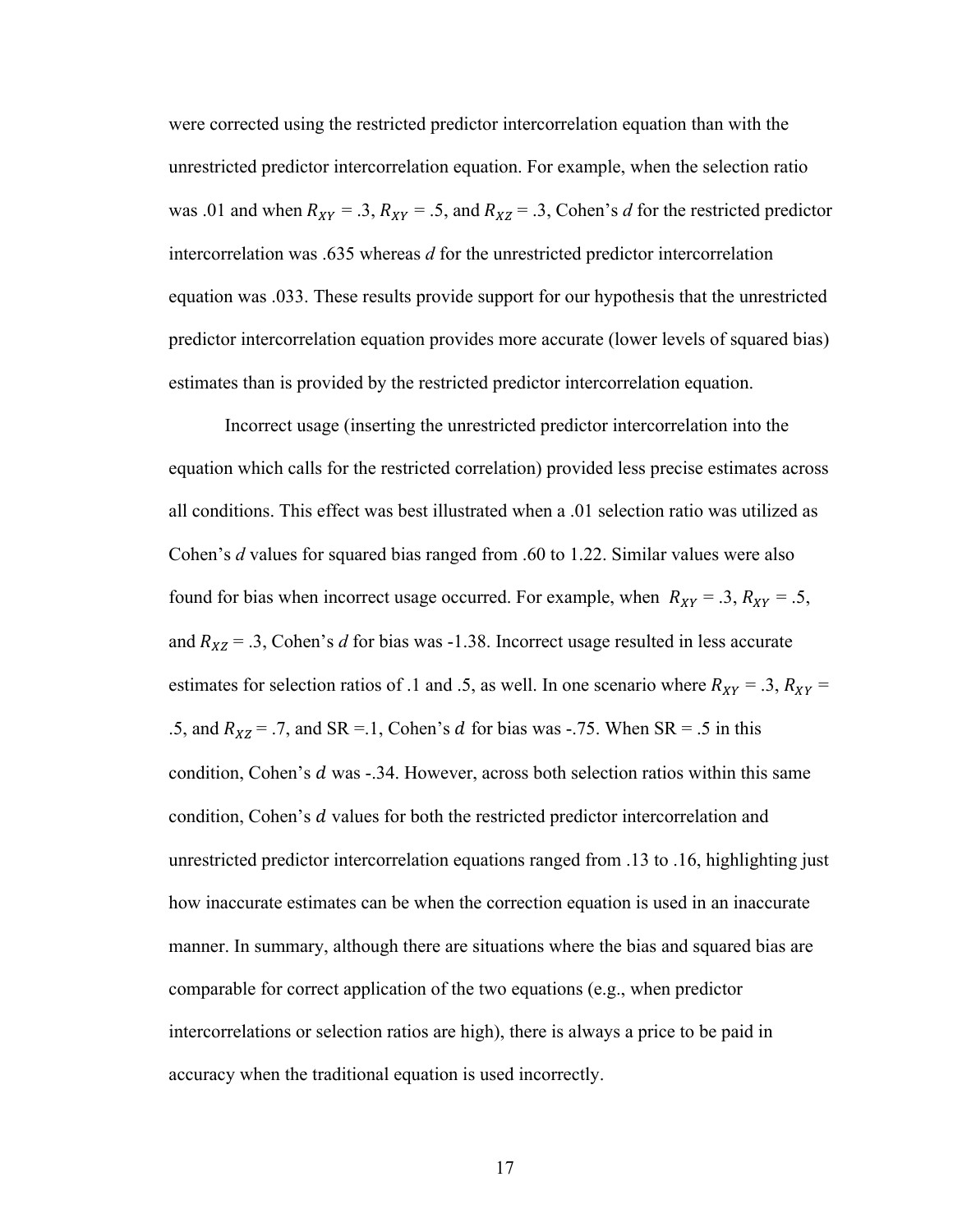were corrected using the restricted predictor intercorrelation equation than with the unrestricted predictor intercorrelation equation. For example, when the selection ratio was .01 and when $R_{XY}$ = .3, $R_{XY}$ = .5, and $R_{XZ}$ = .3, Cohen's *d* for the restricted predictor intercorrelation was .635 whereas *d* for the unrestricted predictor intercorrelation equation was .033. These results provide support for our hypothesis that the unrestricted predictor intercorrelation equation provides more accurate (lower levels of squared bias) estimates than is provided by the restricted predictor intercorrelation equation.

Incorrect usage (inserting the unrestricted predictor intercorrelation into the equation which calls for the restricted correlation) provided less precise estimates across all conditions. This effect was best illustrated when a .01 selection ratio was utilized as Cohen's *d* values for squared bias ranged from .60 to 1.22. Similar values were also found for bias when incorrect usage occurred. For example, when $R_{XY}$ = .3, $R_{XY}$ = .5, and $R_{XZ}$ = .3, Cohen's *d* for bias was -1.38. Incorrect usage resulted in less accurate estimates for selection ratios of .1 and .5, as well. In one scenario where $R_{XY}$ = .3, $R_{XY}$ = .5, and $R_{XZ}$ = .7, and SR =.1, Cohen's $d$ for bias was -.75. When SR = .5 in this condition, Cohen's $d$ was -.34. However, across both selection ratios within this same condition, Cohen's $d$ values for both the restricted predictor intercorrelation and unrestricted predictor intercorrelation equations ranged from .13 to .16, highlighting just how inaccurate estimates can be when the correction equation is used in an inaccurate manner. In summary, although there are situations where the bias and squared bias are comparable for correct application of the two equations (e.g., when predictor intercorrelations or selection ratios are high), there is always a price to be paid in accuracy when the traditional equation is used incorrectly.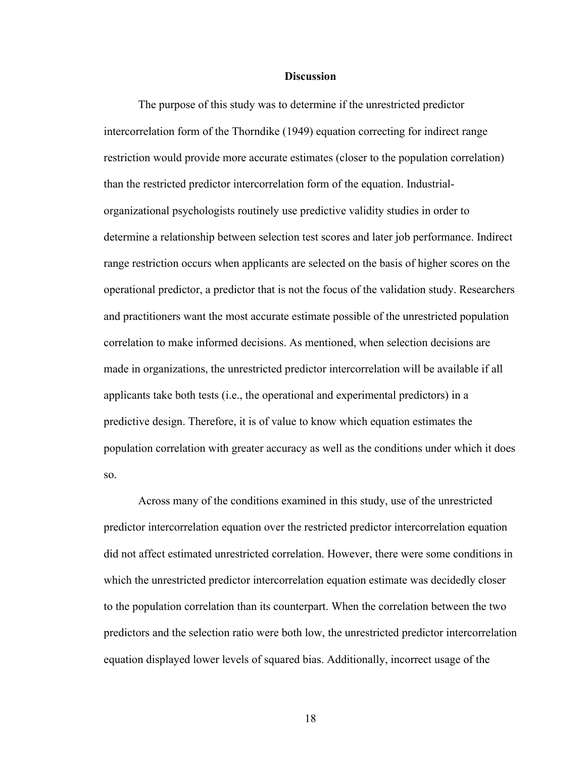## Discussion

The purpose of this study was to determine if the unrestricted predictor intercorrelation form of the Thorndike (1949) equation correcting for indirect range restriction would provide more accurate estimates (closer to the population correlation) than the restricted predictor intercorrelation form of the equation. Industrial-organizational psychologists routinely use predictive validity studies in order to determine a relationship between selection test scores and later job performance. Indirect range restriction occurs when applicants are selected on the basis of higher scores on the operational predictor, a predictor that is not the focus of the validation study. Researchers and practitioners want the most accurate estimate possible of the unrestricted population correlation to make informed decisions. As mentioned, when selection decisions are made in organizations, the unrestricted predictor intercorrelation will be available if all applicants take both tests (i.e., the operational and experimental predictors) in a predictive design. Therefore, it is of value to know which equation estimates the population correlation with greater accuracy as well as the conditions under which it does so.

Across many of the conditions examined in this study, use of the unrestricted predictor intercorrelation equation over the restricted predictor intercorrelation equation did not affect estimated unrestricted correlation. However, there were some conditions in which the unrestricted predictor intercorrelation equation estimate was decidedly closer to the population correlation than its counterpart. When the correlation between the two predictors and the selection ratio were both low, the unrestricted predictor intercorrelation equation displayed lower levels of squared bias. Additionally, incorrect usage of the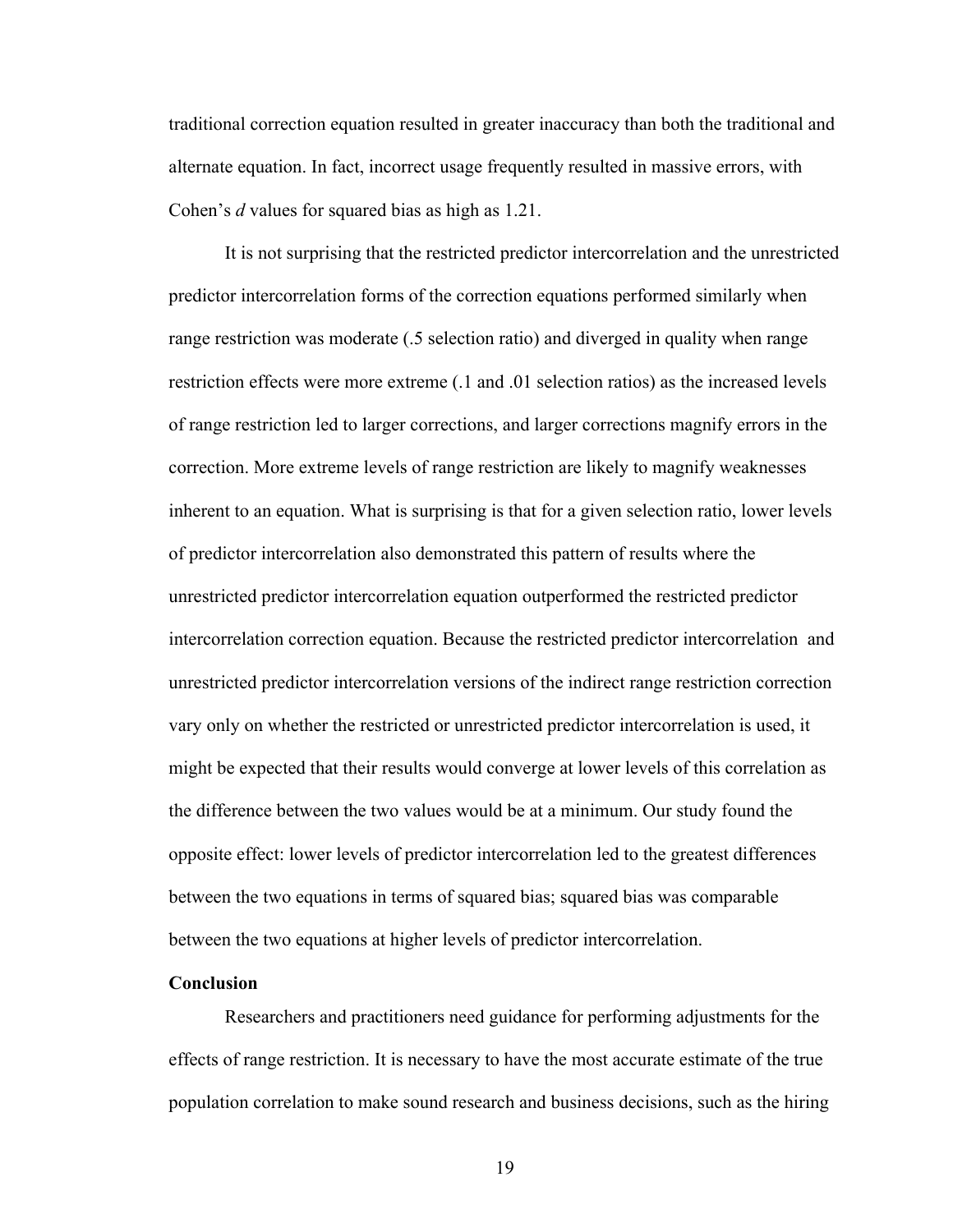traditional correction equation resulted in greater inaccuracy than both the traditional and alternate equation. In fact, incorrect usage frequently resulted in massive errors, with Cohen's *d* values for squared bias as high as 1.21.

It is not surprising that the restricted predictor intercorrelation and the unrestricted predictor intercorrelation forms of the correction equations performed similarly when range restriction was moderate (.5 selection ratio) and diverged in quality when range restriction effects were more extreme (.1 and .01 selection ratios) as the increased levels of range restriction led to larger corrections, and larger corrections magnify errors in the correction. More extreme levels of range restriction are likely to magnify weaknesses inherent to an equation. What is surprising is that for a given selection ratio, lower levels of predictor intercorrelation also demonstrated this pattern of results where the unrestricted predictor intercorrelation equation outperformed the restricted predictor intercorrelation correction equation. Because the restricted predictor intercorrelation and unrestricted predictor intercorrelation versions of the indirect range restriction correction vary only on whether the restricted or unrestricted predictor intercorrelation is used, it might be expected that their results would converge at lower levels of this correlation as the difference between the two values would be at a minimum. Our study found the opposite effect: lower levels of predictor intercorrelation led to the greatest differences between the two equations in terms of squared bias; squared bias was comparable between the two equations at higher levels of predictor intercorrelation.

**Conclusion**

Researchers and practitioners need guidance for performing adjustments for the effects of range restriction. It is necessary to have the most accurate estimate of the true population correlation to make sound research and business decisions, such as the hiring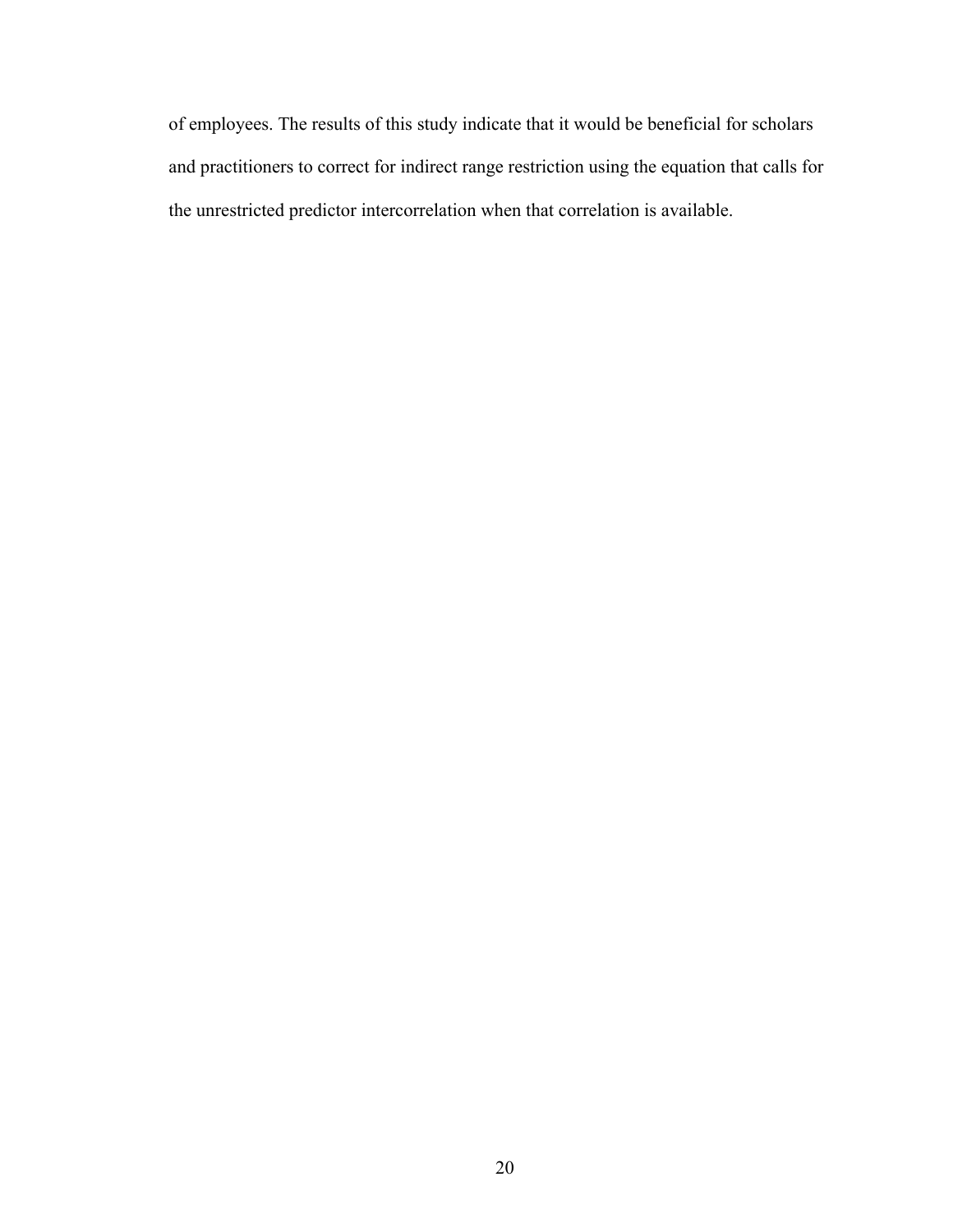of employees. The results of this study indicate that it would be beneficial for scholars and practitioners to correct for indirect range restriction using the equation that calls for the unrestricted predictor intercorrelation when that correlation is available.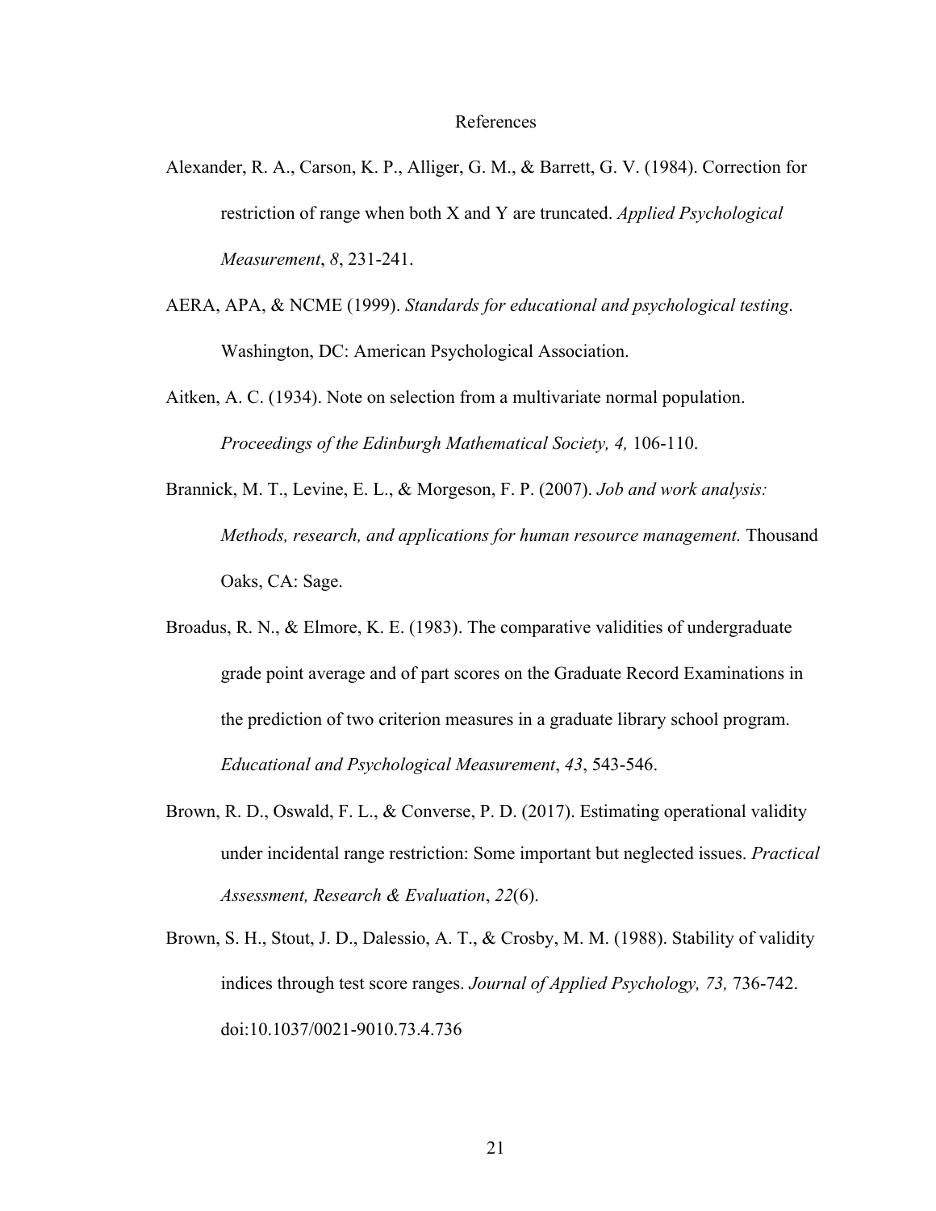# References

Alexander, R. A., Carson, K. P., Alliger, G. M., & Barrett, G. V. (1984). Correction for restriction of range when both X and Y are truncated. *Applied Psychological Measurement*, *8*, 231-241.

AERA, APA, & NCME (1999). *Standards for educational and psychological testing*. Washington, DC: American Psychological Association.

Aitken, A. C. (1934). Note on selection from a multivariate normal population. *Proceedings of the Edinburgh Mathematical Society, 4,* 106-110.

Brannick, M. T., Levine, E. L., & Morgeson, F. P. (2007). *Job and work analysis: Methods, research, and applications for human resource management.* Thousand Oaks, CA: Sage.

Broadus, R. N., & Elmore, K. E. (1983). The comparative validities of undergraduate grade point average and of part scores on the Graduate Record Examinations in the prediction of two criterion measures in a graduate library school program. *Educational and Psychological Measurement*, *43*, 543-546.

Brown, R. D., Oswald, F. L., & Converse, P. D. (2017). Estimating operational validity under incidental range restriction: Some important but neglected issues. *Practical Assessment, Research & Evaluation*, *22*(6).

Brown, S. H., Stout, J. D., Dalessio, A. T., & Crosby, M. M. (1988). Stability of validity indices through test score ranges. *Journal of Applied Psychology, 73,* 736-742. doi:10.1037/0021-9010.73.4.736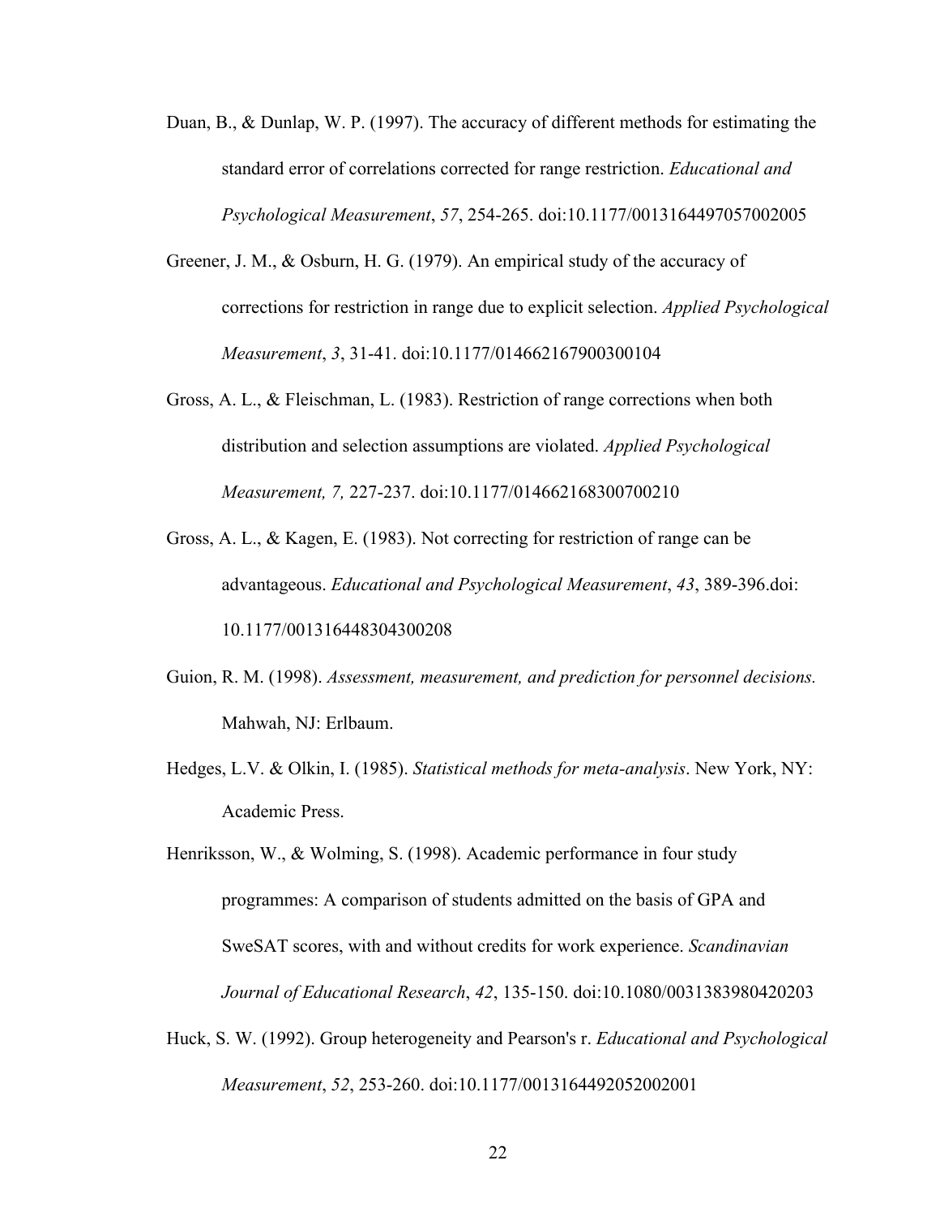Duan, B., & Dunlap, W. P. (1997). The accuracy of different methods for estimating the standard error of correlations corrected for range restriction. *Educational and Psychological Measurement*, *57*, 254-265. doi:10.1177/0013164497057002005

Greener, J. M., & Osburn, H. G. (1979). An empirical study of the accuracy of corrections for restriction in range due to explicit selection. *Applied Psychological Measurement*, *3*, 31-41. doi:10.1177/014662167900300104

Gross, A. L., & Fleischman, L. (1983). Restriction of range corrections when both distribution and selection assumptions are violated. *Applied Psychological Measurement, 7,* 227-237. doi:10.1177/014662168300700210

Gross, A. L., & Kagen, E. (1983). Not correcting for restriction of range can be advantageous. *Educational and Psychological Measurement*, *43*, 389-396.doi: 10.1177/001316448304300208

Guion, R. M. (1998). *Assessment, measurement, and prediction for personnel decisions.* Mahwah, NJ: Erlbaum.

Hedges, L.V. & Olkin, I. (1985). *Statistical methods for meta-analysis*. New York, NY: Academic Press.

Henriksson, W., & Wolming, S. (1998). Academic performance in four study programmes: A comparison of students admitted on the basis of GPA and SweSAT scores, with and without credits for work experience. *Scandinavian Journal of Educational Research*, *42*, 135-150. doi:10.1080/0031383980420203

Huck, S. W. (1992). Group heterogeneity and Pearson's r. *Educational and Psychological Measurement*, *52*, 253-260. doi:10.1177/0013164492052002001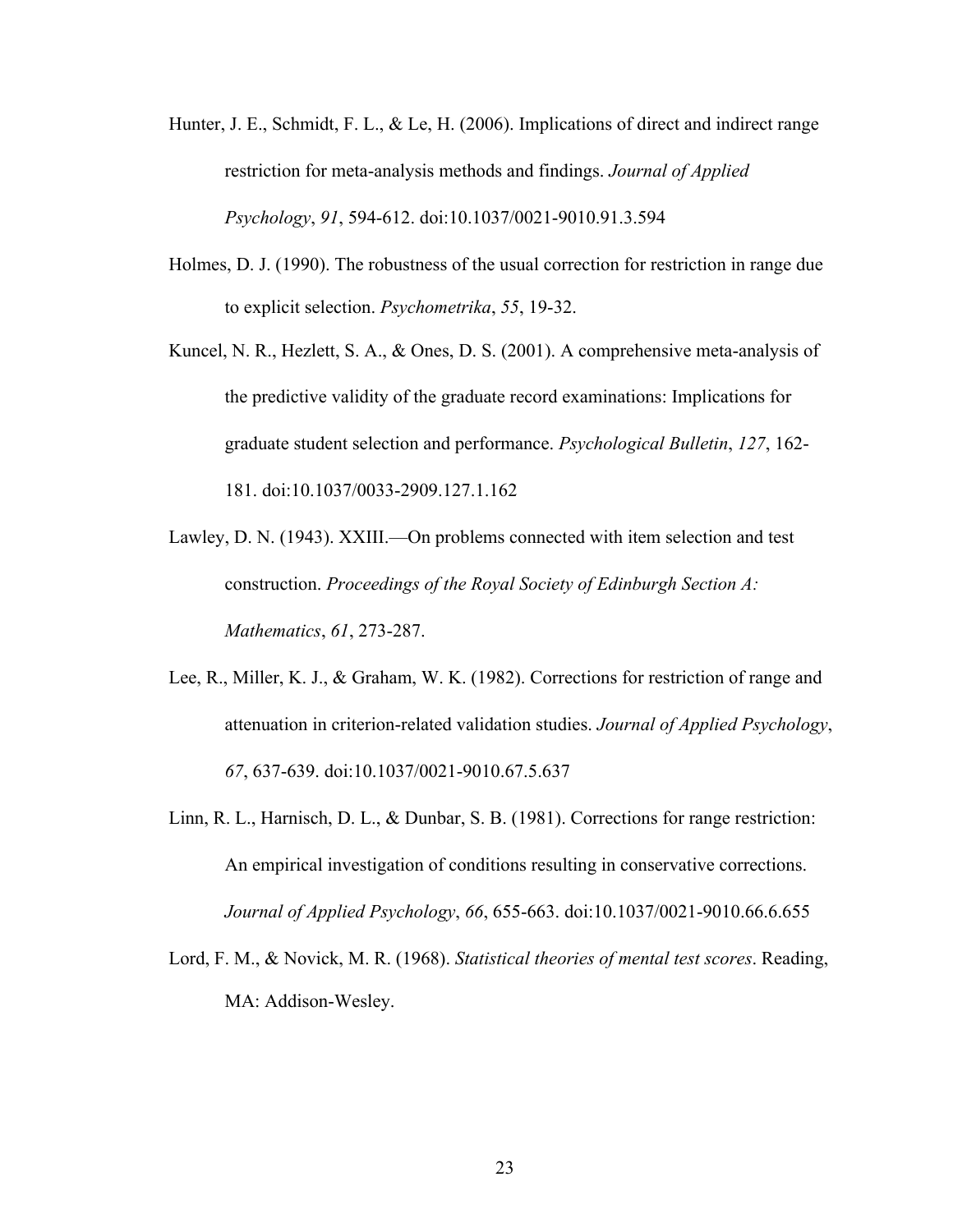Hunter, J. E., Schmidt, F. L., & Le, H. (2006). Implications of direct and indirect range restriction for meta-analysis methods and findings. *Journal of Applied Psychology*, *91*, 594-612. doi:10.1037/0021-9010.91.3.594

Holmes, D. J. (1990). The robustness of the usual correction for restriction in range due to explicit selection. *Psychometrika*, *55*, 19-32.

Kuncel, N. R., Hezlett, S. A., & Ones, D. S. (2001). A comprehensive meta-analysis of the predictive validity of the graduate record examinations: Implications for graduate student selection and performance. *Psychological Bulletin*, *127*, 162-181. doi:10.1037/0033-2909.127.1.162

Lawley, D. N. (1943). XXIII.—On problems connected with item selection and test construction. *Proceedings of the Royal Society of Edinburgh Section A: Mathematics*, *61*, 273-287.

Lee, R., Miller, K. J., & Graham, W. K. (1982). Corrections for restriction of range and attenuation in criterion-related validation studies. *Journal of Applied Psychology*, *67*, 637-639. doi:10.1037/0021-9010.67.5.637

Linn, R. L., Harnisch, D. L., & Dunbar, S. B. (1981). Corrections for range restriction: An empirical investigation of conditions resulting in conservative corrections. *Journal of Applied Psychology*, *66*, 655-663. doi:10.1037/0021-9010.66.6.655

Lord, F. M., & Novick, M. R. (1968). *Statistical theories of mental test scores*. Reading, MA: Addison-Wesley.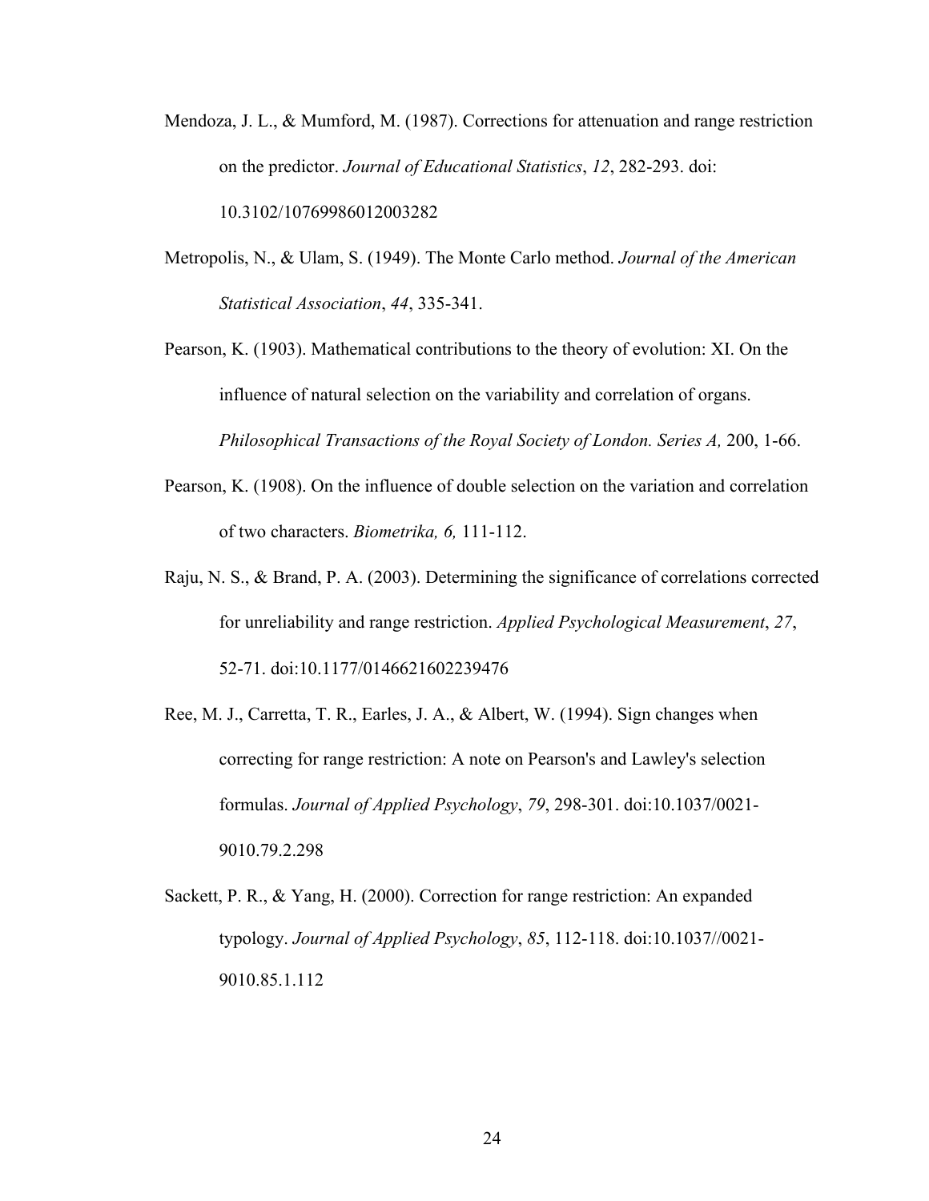Mendoza, J. L., & Mumford, M. (1987). Corrections for attenuation and range restriction on the predictor. *Journal of Educational Statistics*, *12*, 282-293. doi: 10.3102/10769986012003282

Metropolis, N., & Ulam, S. (1949). The Monte Carlo method. *Journal of the American Statistical Association*, *44*, 335-341.

Pearson, K. (1903). Mathematical contributions to the theory of evolution: XI. On the influence of natural selection on the variability and correlation of organs. *Philosophical Transactions of the Royal Society of London. Series A,* 200, 1-66.

Pearson, K. (1908). On the influence of double selection on the variation and correlation of two characters. *Biometrika, 6,* 111-112.

Raju, N. S., & Brand, P. A. (2003). Determining the significance of correlations corrected for unreliability and range restriction. *Applied Psychological Measurement*, *27*, 52-71. doi:10.1177/0146621602239476

Ree, M. J., Carretta, T. R., Earles, J. A., & Albert, W. (1994). Sign changes when correcting for range restriction: A note on Pearson's and Lawley's selection formulas. *Journal of Applied Psychology*, *79*, 298-301. doi:10.1037/0021-9010.79.2.298

Sackett, P. R., & Yang, H. (2000). Correction for range restriction: An expanded typology. *Journal of Applied Psychology*, *85*, 112-118. doi:10.1037//0021-9010.85.1.112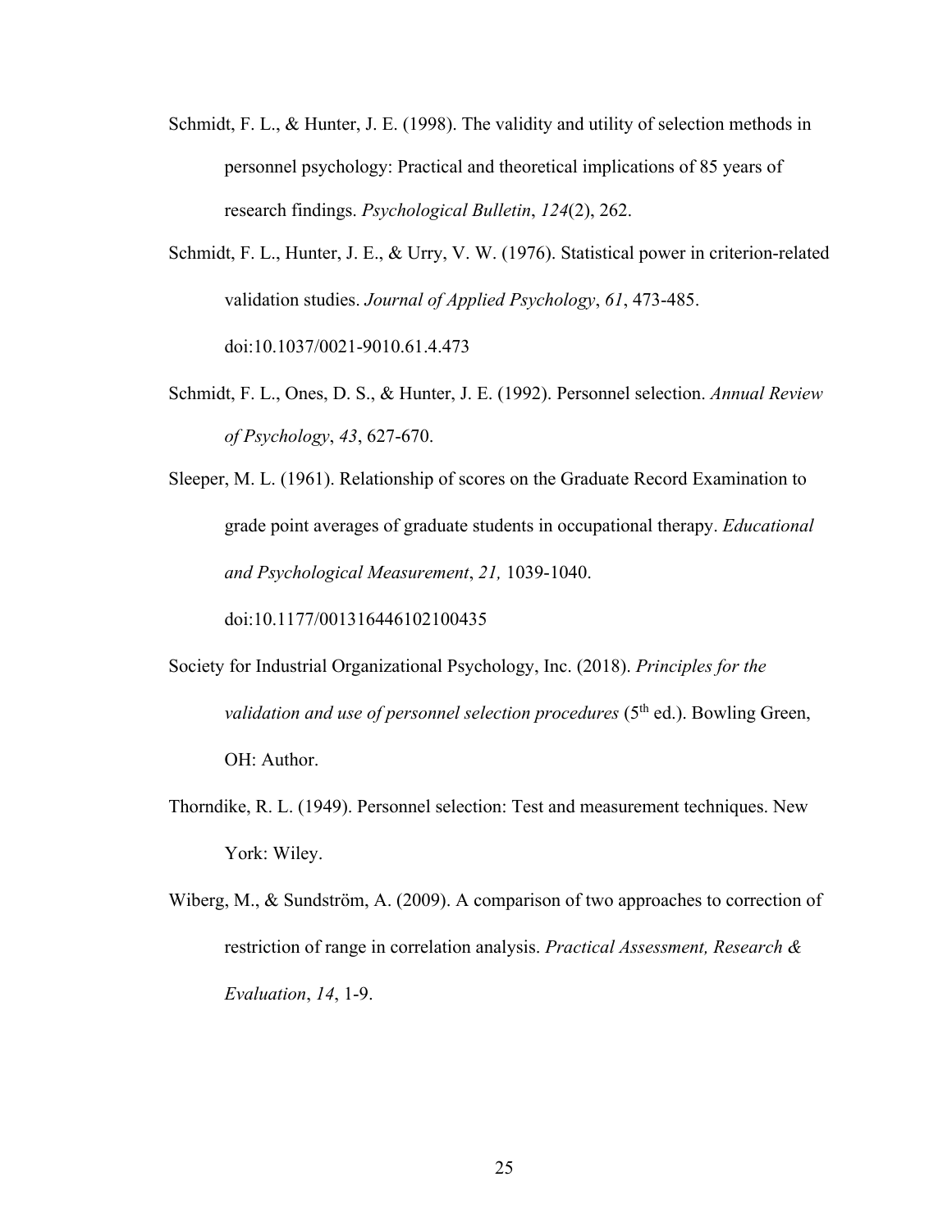Schmidt, F. L., & Hunter, J. E. (1998). The validity and utility of selection methods in personnel psychology: Practical and theoretical implications of 85 years of research findings. *Psychological Bulletin*, *124*(2), 262.

Schmidt, F. L., Hunter, J. E., & Urry, V. W. (1976). Statistical power in criterion-related validation studies. *Journal of Applied Psychology*, *61*, 473-485. doi:10.1037/0021-9010.61.4.473

Schmidt, F. L., Ones, D. S., & Hunter, J. E. (1992). Personnel selection. *Annual Review of Psychology*, *43*, 627-670.

Sleeper, M. L. (1961). Relationship of scores on the Graduate Record Examination to grade point averages of graduate students in occupational therapy. *Educational and Psychological Measurement*, *21,* 1039-1040. doi:10.1177/001316446102100435

Society for Industrial Organizational Psychology, Inc. (2018). *Principles for the validation and use of personnel selection procedures* (5th ed.). Bowling Green, OH: Author.

Thorndike, R. L. (1949). Personnel selection: Test and measurement techniques. New York: Wiley.

Wiberg, M., & Sundström, A. (2009). A comparison of two approaches to correction of restriction of range in correlation analysis. *Practical Assessment, Research & Evaluation*, *14*, 1-9.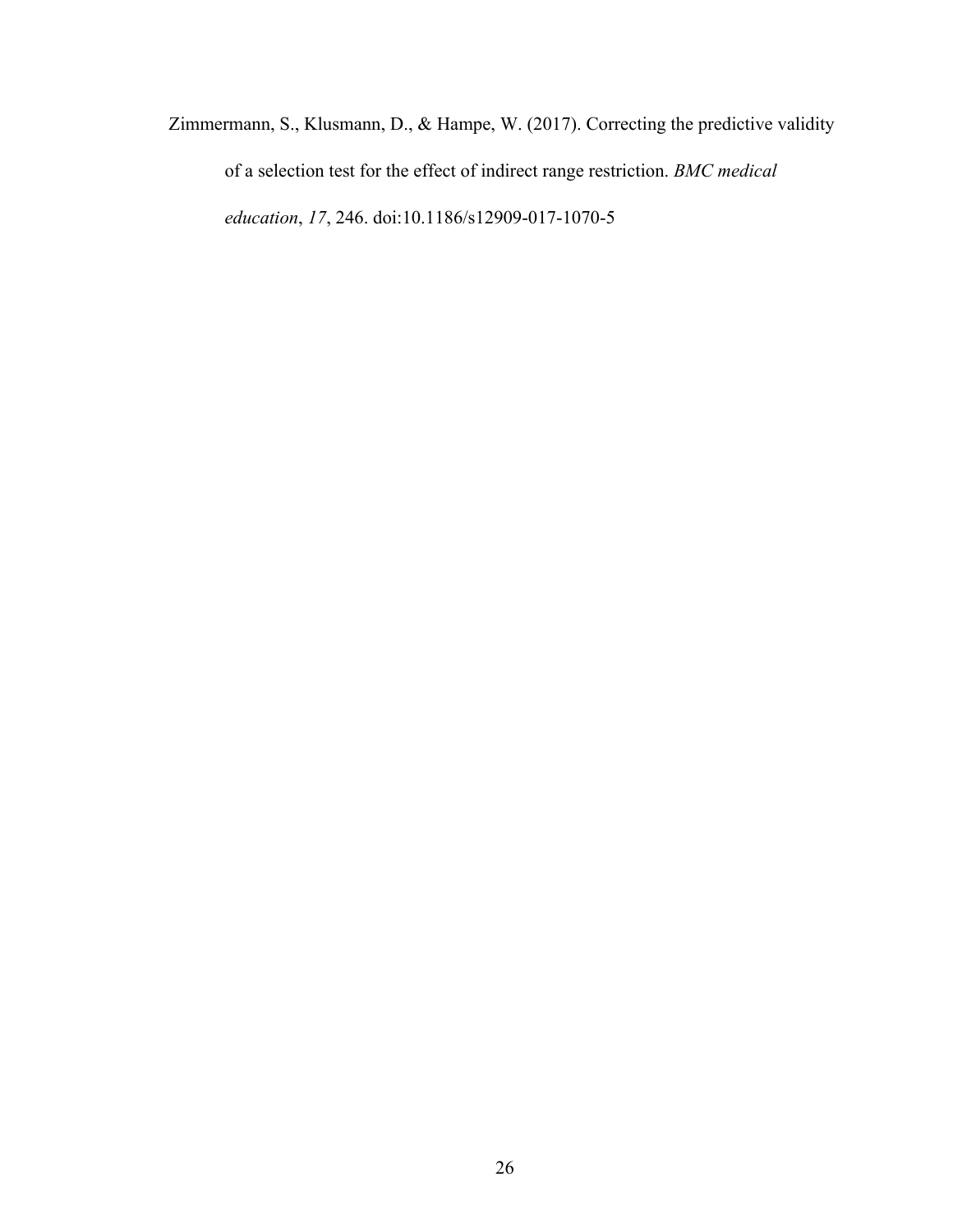Zimmermann, S., Klusmann, D., & Hampe, W. (2017). Correcting the predictive validity of a selection test for the effect of indirect range restriction. *BMC medical education*, *17*, 246. doi:10.1186/s12909-017-1070-5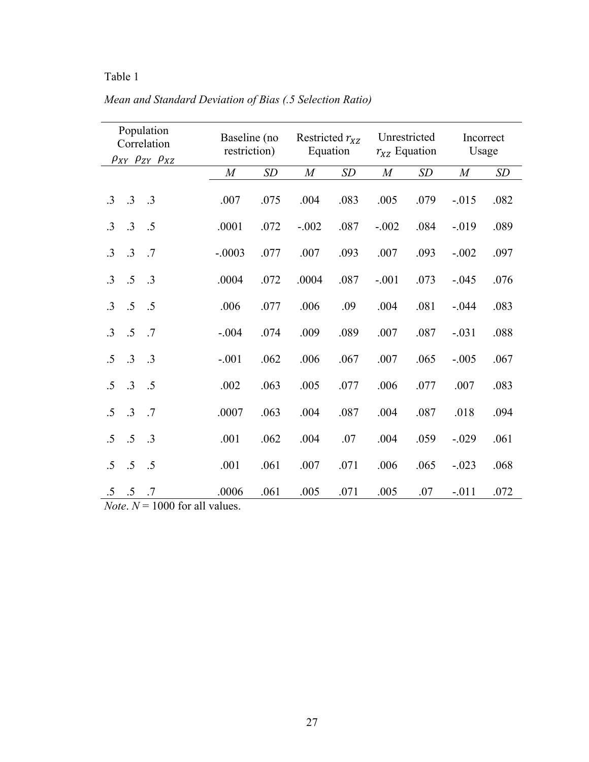Table 1

*Mean and Standard Deviation of Bias (.5 Selection Ratio)*

| Population Correlation $\rho_{XY}$ | $\rho_{ZY}$ | $\rho_{XZ}$ | Baseline (no restriction) | | Restricted $r_{XZ}$ Equation | | Unrestricted $r_{XZ}$ Equation | | Incorrect Usage | |
|---|---|---|---|---|---|---|---|---|---|---|
| | | | *M* | *SD* | *M* | *SD* | *M* | *SD* | *M* | *SD* |
| .3 | .3 | .3 | .007 | .075 | .004 | .083 | .005 | .079 | -.015 | .082 |
| .3 | .3 | .5 | .0001 | .072 | -.002 | .087 | -.002 | .084 | -.019 | .089 |
| .3 | .3 | .7 | -.0003 | .077 | .007 | .093 | .007 | .093 | -.002 | .097 |
| .3 | .5 | .3 | .0004 | .072 | .0004 | .087 | -.001 | .073 | -.045 | .076 |
| .3 | .5 | .5 | .006 | .077 | .006 | .09 | .004 | .081 | -.044 | .083 |
| .3 | .5 | .7 | -.004 | .074 | .009 | .089 | .007 | .087 | -.031 | .088 |
| .5 | .3 | .3 | -.001 | .062 | .006 | .067 | .007 | .065 | -.005 | .067 |
| .5 | .3 | .5 | .002 | .063 | .005 | .077 | .006 | .077 | .007 | .083 |
| .5 | .3 | .7 | .0007 | .063 | .004 | .087 | .004 | .087 | .018 | .094 |
| .5 | .5 | .3 | .001 | .062 | .004 | .07 | .004 | .059 | -.029 | .061 |
| .5 | .5 | .5 | .001 | .061 | .007 | .071 | .006 | .065 | -.023 | .068 |
| .5 | .5 | .7 | .0006 | .061 | .005 | .071 | .005 | .07 | -.011 | .072 |

*Note*. $N$ = 1000 for all values.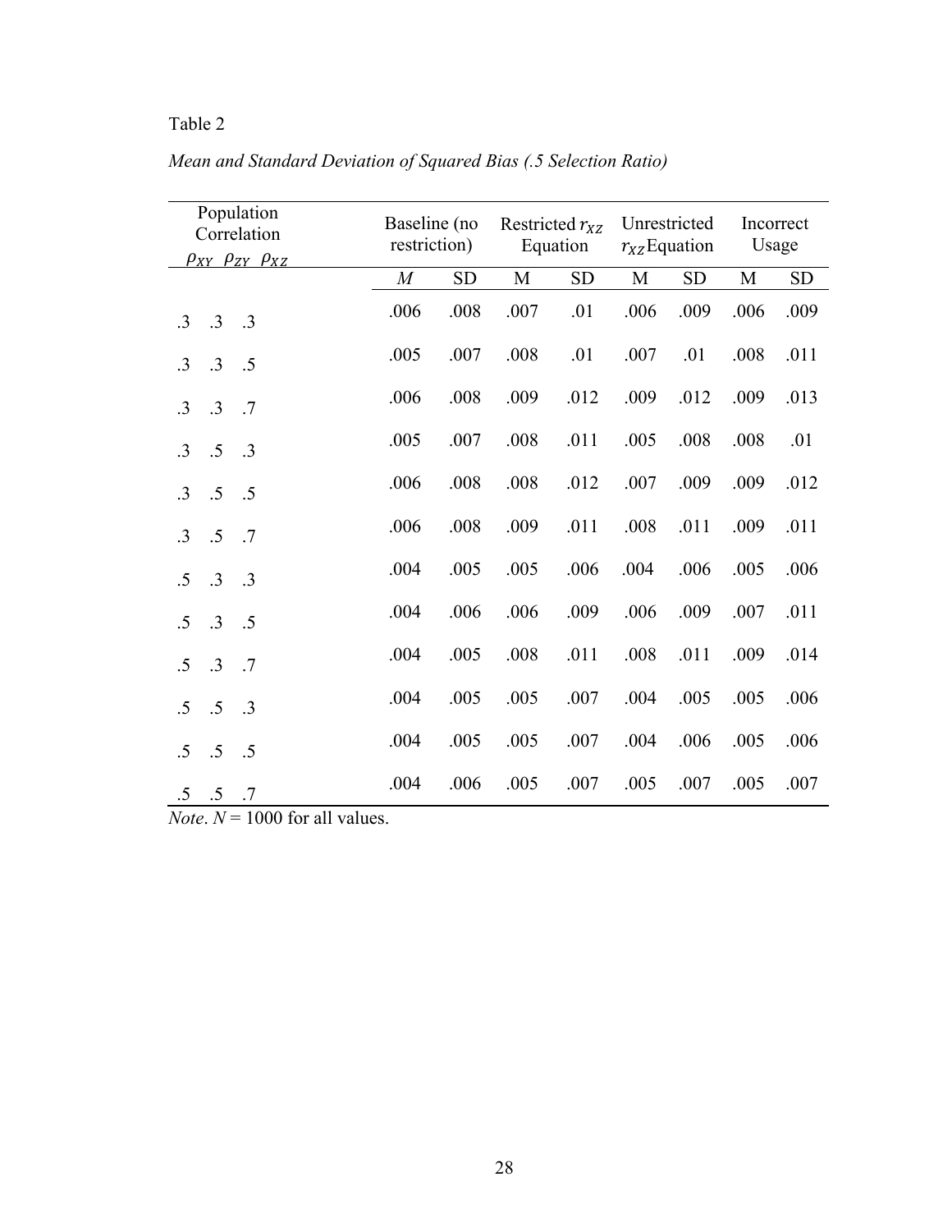Table 2

*Mean and Standard Deviation of Squared Bias (.5 Selection Ratio)*

| Population Correlation $\rho_{XY}$ $\rho_{ZY}$ $\rho_{XZ}$ | Baseline (no restriction) | | Restricted $r_{XZ}$ Equation | | Unrestricted $r_{XZ}$ Equation | | Incorrect Usage | |
|---|---|---|---|---|---|---|---|---|
| | *M* | SD | M | SD | M | SD | M | SD |
| .3 .3 .3 | .006 | .008 | .007 | .01 | .006 | .009 | .006 | .009 |
| .3 .3 .5 | .005 | .007 | .008 | .01 | .007 | .01 | .008 | .011 |
| .3 .3 .7 | .006 | .008 | .009 | .012 | .009 | .012 | .009 | .013 |
| .3 .5 .3 | .005 | .007 | .008 | .011 | .005 | .008 | .008 | .01 |
| .3 .5 .5 | .006 | .008 | .008 | .012 | .007 | .009 | .009 | .012 |
| .3 .5 .7 | .006 | .008 | .009 | .011 | .008 | .011 | .009 | .011 |
| .5 .3 .3 | .004 | .005 | .005 | .006 | .004 | .006 | .005 | .006 |
| .5 .3 .5 | .004 | .006 | .006 | .009 | .006 | .009 | .007 | .011 |
| .5 .3 .7 | .004 | .005 | .008 | .011 | .008 | .011 | .009 | .014 |
| .5 .5 .3 | .004 | .005 | .005 | .007 | .004 | .005 | .005 | .006 |
| .5 .5 .5 | .004 | .005 | .005 | .007 | .004 | .006 | .005 | .006 |
| .5 .5 .7 | .004 | .006 | .005 | .007 | .005 | .007 | .005 | .007 |

*Note*. $N$ = 1000 for all values.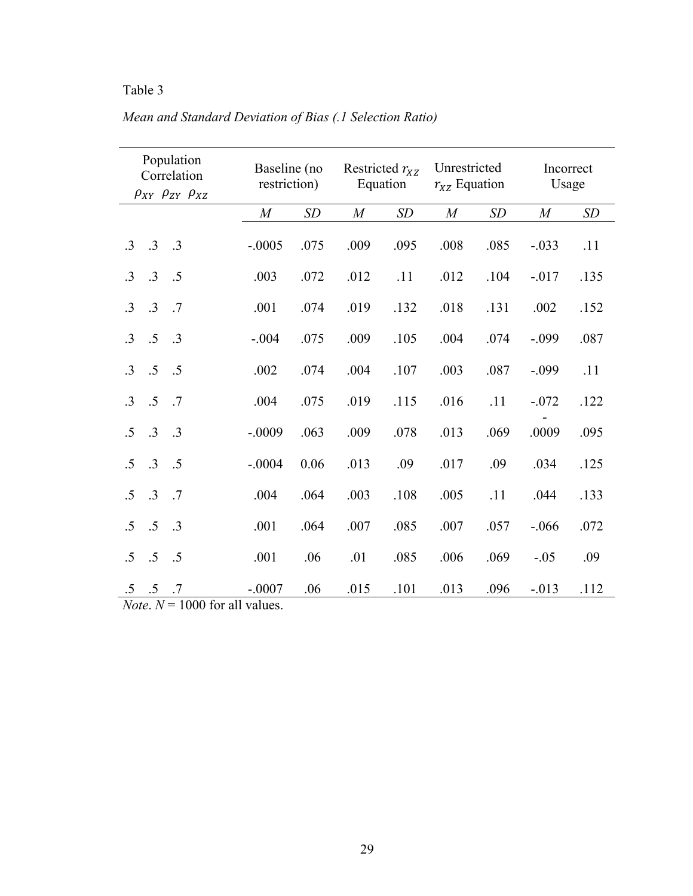Table 3

*Mean and Standard Deviation of Bias (.1 Selection Ratio)*

| Population Correlation $\rho_{XY}$ $\rho_{ZY}$ $\rho_{XZ}$ | | | Baseline (no restriction) | | Restricted $r_{XZ}$ Equation | | Unrestricted $r_{XZ}$ Equation | | Incorrect Usage | |
|---|---|---|---|---|---|---|---|---|---|---|
| | | | *M* | *SD* | *M* | *SD* | *M* | *SD* | *M* | *SD* |
| .3 | .3 | .3 | -.0005 | .075 | .009 | .095 | .008 | .085 | -.033 | .11 |
| .3 | .3 | .5 | .003 | .072 | .012 | .11 | .012 | .104 | -.017 | .135 |
| .3 | .3 | .7 | .001 | .074 | .019 | .132 | .018 | .131 | .002 | .152 |
| .3 | .5 | .3 | -.004 | .075 | .009 | .105 | .004 | .074 | -.099 | .087 |
| .3 | .5 | .5 | .002 | .074 | .004 | .107 | .003 | .087 | -.099 | .11 |
| .3 | .5 | .7 | .004 | .075 | .019 | .115 | .016 | .11 | -.072 | .122 |
| .5 | .3 | .3 | -.0009 | .063 | .009 | .078 | .013 | .069 | -.0009 | .095 |
| .5 | .3 | .5 | -.0004 | 0.06 | .013 | .09 | .017 | .09 | .034 | .125 |
| .5 | .3 | .7 | .004 | .064 | .003 | .108 | .005 | .11 | .044 | .133 |
| .5 | .5 | .3 | .001 | .064 | .007 | .085 | .007 | .057 | -.066 | .072 |
| .5 | .5 | .5 | .001 | .06 | .01 | .085 | .006 | .069 | -.05 | .09 |
| .5 | .5 | .7 | -.0007 | .06 | .015 | .101 | .013 | .096 | -.013 | .112 |

*Note*. *N* = 1000 for all values.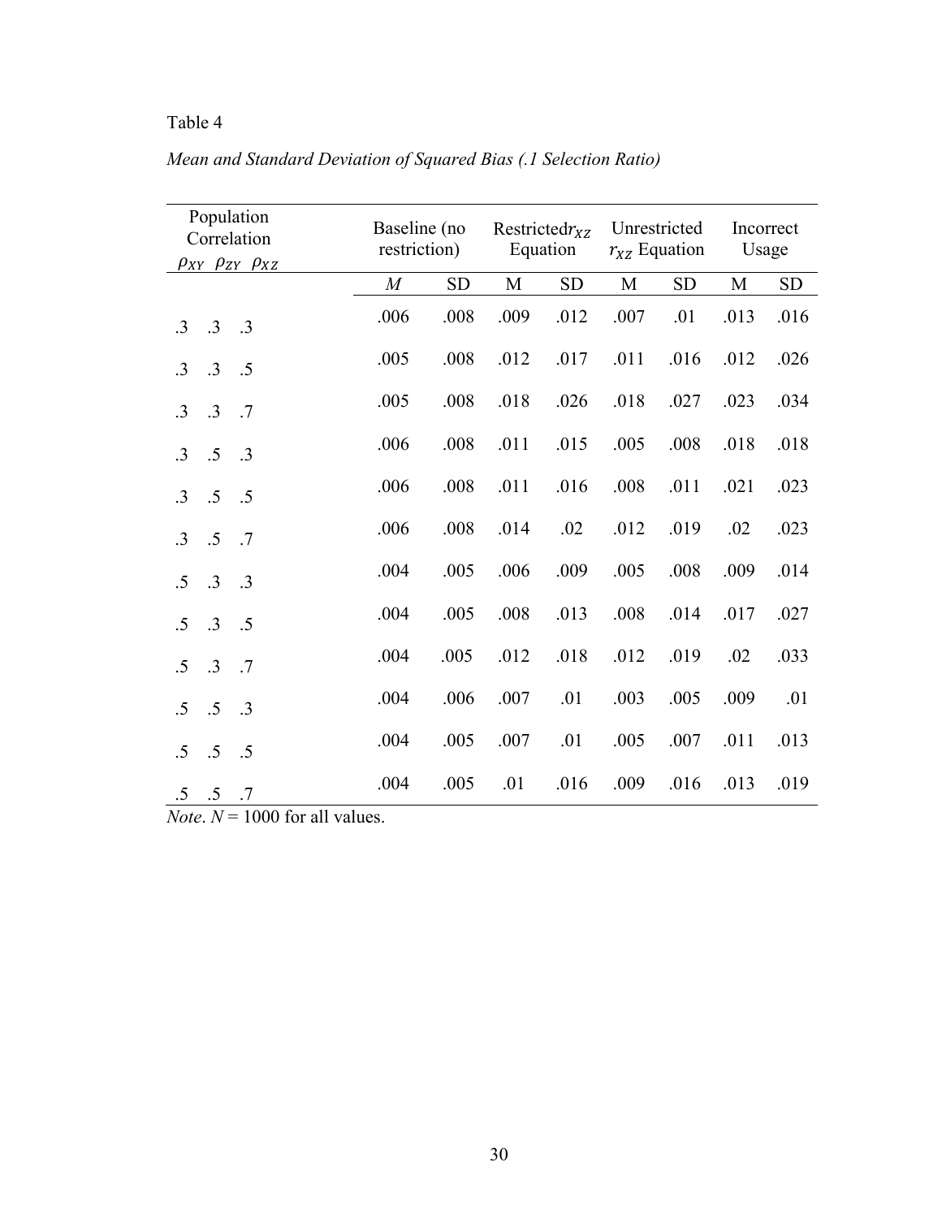Table 4

*Mean and Standard Deviation of Squared Bias (.1 Selection Ratio)*

| Population Correlation $\rho_{XY}$ $\rho_{ZY}$ $\rho_{XZ}$ | | | Baseline (no restriction) | | Restricted $r_{XZ}$ Equation | | Unrestricted $r_{XZ}$ Equation | | Incorrect Usage | |
|---|---|---|---|---|---|---|---|---|---|---|
| | | | *M* | SD | M | SD | M | SD | M | SD |
| .3 | .3 | .3 | .006 | .008 | .009 | .012 | .007 | .01 | .013 | .016 |
| .3 | .3 | .5 | .005 | .008 | .012 | .017 | .011 | .016 | .012 | .026 |
| .3 | .3 | .7 | .005 | .008 | .018 | .026 | .018 | .027 | .023 | .034 |
| .3 | .5 | .3 | .006 | .008 | .011 | .015 | .005 | .008 | .018 | .018 |
| .3 | .5 | .5 | .006 | .008 | .011 | .016 | .008 | .011 | .021 | .023 |
| .3 | .5 | .7 | .006 | .008 | .014 | .02 | .012 | .019 | .02 | .023 |
| .5 | .3 | .3 | .004 | .005 | .006 | .009 | .005 | .008 | .009 | .014 |
| .5 | .3 | .5 | .004 | .005 | .008 | .013 | .008 | .014 | .017 | .027 |
| .5 | .3 | .7 | .004 | .005 | .012 | .018 | .012 | .019 | .02 | .033 |
| .5 | .5 | .3 | .004 | .006 | .007 | .01 | .003 | .005 | .009 | .01 |
| .5 | .5 | .5 | .004 | .005 | .007 | .01 | .005 | .007 | .011 | .013 |
| .5 | .5 | .7 | .004 | .005 | .01 | .016 | .009 | .016 | .013 | .019 |

*Note*. *N* = 1000 for all values.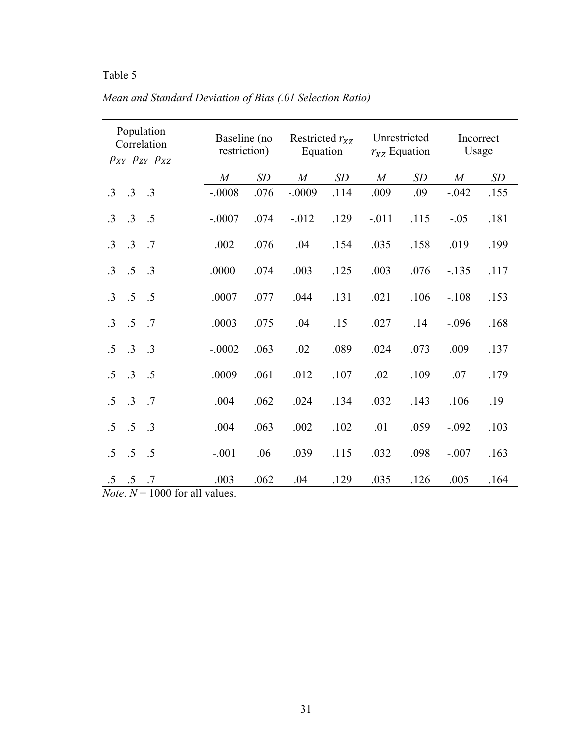Table 5

*Mean and Standard Deviation of Bias (.01 Selection Ratio)*

| Population Correlation $\rho_{XY}$ $\rho_{ZY}$ $\rho_{XZ}$ | | | Baseline (no restriction) | | Restricted $r_{XZ}$ Equation | | Unrestricted $r_{XZ}$ Equation | | Incorrect Usage | |
|---|---|---|---|---|---|---|---|---|---|---|
| | | | *M* | *SD* | *M* | *SD* | *M* | *SD* | *M* | *SD* |
| .3 | .3 | .3 | -.0008 | .076 | -.0009 | .114 | .009 | .09 | -.042 | .155 |
| .3 | .3 | .5 | -.0007 | .074 | -.012 | .129 | -.011 | .115 | -.05 | .181 |
| .3 | .3 | .7 | .002 | .076 | .04 | .154 | .035 | .158 | .019 | .199 |
| .3 | .5 | .3 | .0000 | .074 | .003 | .125 | .003 | .076 | -.135 | .117 |
| .3 | .5 | .5 | .0007 | .077 | .044 | .131 | .021 | .106 | -.108 | .153 |
| .3 | .5 | .7 | .0003 | .075 | .04 | .15 | .027 | .14 | -.096 | .168 |
| .5 | .3 | .3 | -.0002 | .063 | .02 | .089 | .024 | .073 | .009 | .137 |
| .5 | .3 | .5 | .0009 | .061 | .012 | .107 | .02 | .109 | .07 | .179 |
| .5 | .3 | .7 | .004 | .062 | .024 | .134 | .032 | .143 | .106 | .19 |
| .5 | .5 | .3 | .004 | .063 | .002 | .102 | .01 | .059 | -.092 | .103 |
| .5 | .5 | .5 | -.001 | .06 | .039 | .115 | .032 | .098 | -.007 | .163 |
| .5 | .5 | .7 | .003 | .062 | .04 | .129 | .035 | .126 | .005 | .164 |

*Note*. *N* = 1000 for all values.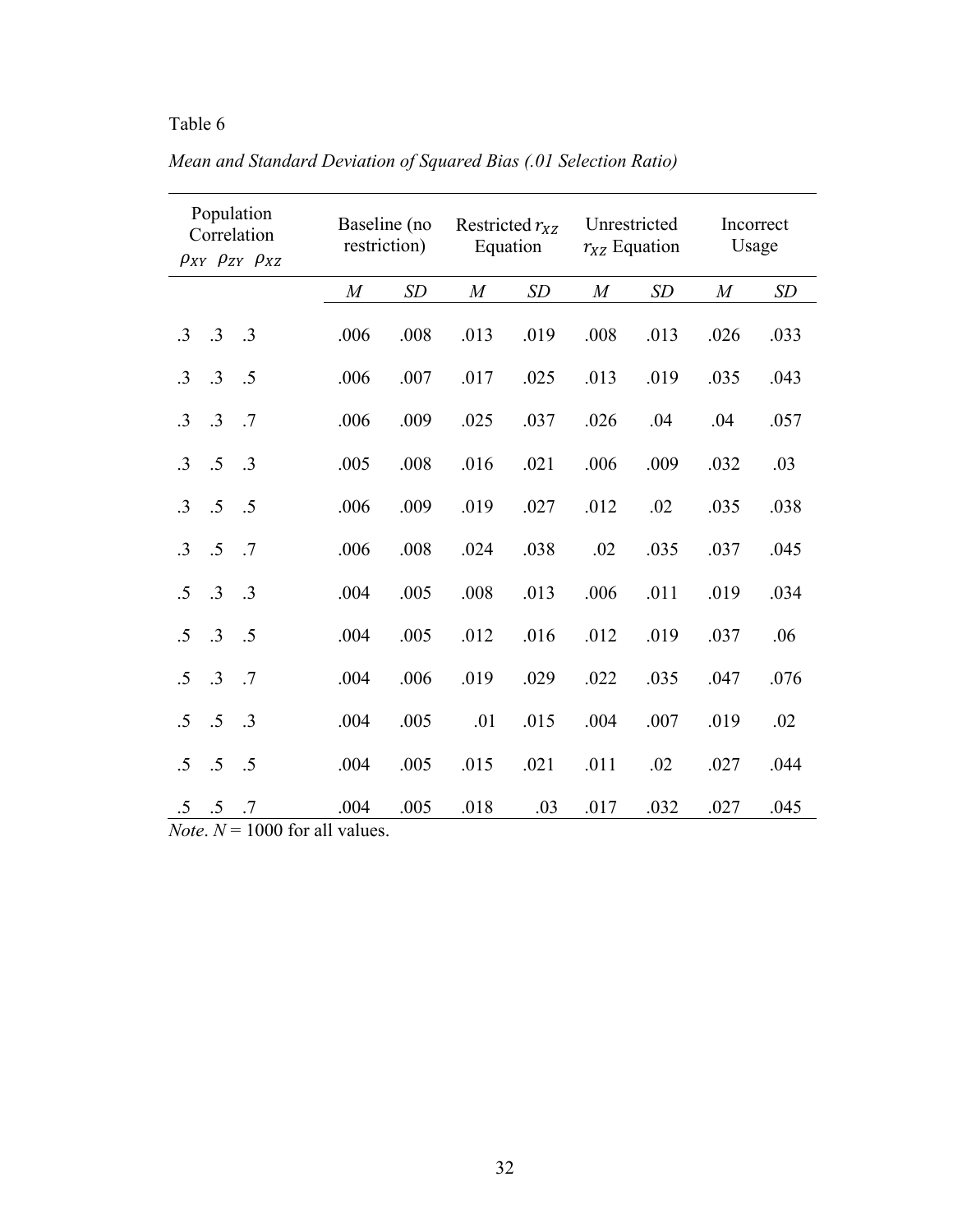Table 6

*Mean and Standard Deviation of Squared Bias (.01 Selection Ratio)*

| Population Correlation $\rho_{XY}$ | $\rho_{ZY}$ | $\rho_{XZ}$ | Baseline (no restriction) | | Restricted $r_{XZ}$ Equation | | Unrestricted $r_{XZ}$ Equation | | Incorrect Usage | |
|---|---|---|---|---|---|---|---|---|---|---|
| | | | *M* | *SD* | *M* | *SD* | *M* | *SD* | *M* | *SD* |
| .3 | .3 | .3 | .006 | .008 | .013 | .019 | .008 | .013 | .026 | .033 |
| .3 | .3 | .5 | .006 | .007 | .017 | .025 | .013 | .019 | .035 | .043 |
| .3 | .3 | .7 | .006 | .009 | .025 | .037 | .026 | .04 | .04 | .057 |
| .3 | .5 | .3 | .005 | .008 | .016 | .021 | .006 | .009 | .032 | .03 |
| .3 | .5 | .5 | .006 | .009 | .019 | .027 | .012 | .02 | .035 | .038 |
| .3 | .5 | .7 | .006 | .008 | .024 | .038 | .02 | .035 | .037 | .045 |
| .5 | .3 | .3 | .004 | .005 | .008 | .013 | .006 | .011 | .019 | .034 |
| .5 | .3 | .5 | .004 | .005 | .012 | .016 | .012 | .019 | .037 | .06 |
| .5 | .3 | .7 | .004 | .006 | .019 | .029 | .022 | .035 | .047 | .076 |
| .5 | .5 | .3 | .004 | .005 | .01 | .015 | .004 | .007 | .019 | .02 |
| .5 | .5 | .5 | .004 | .005 | .015 | .021 | .011 | .02 | .027 | .044 |
| .5 | .5 | .7 | .004 | .005 | .018 | .03 | .017 | .032 | .027 | .045 |

*Note*. $N$ = 1000 for all values.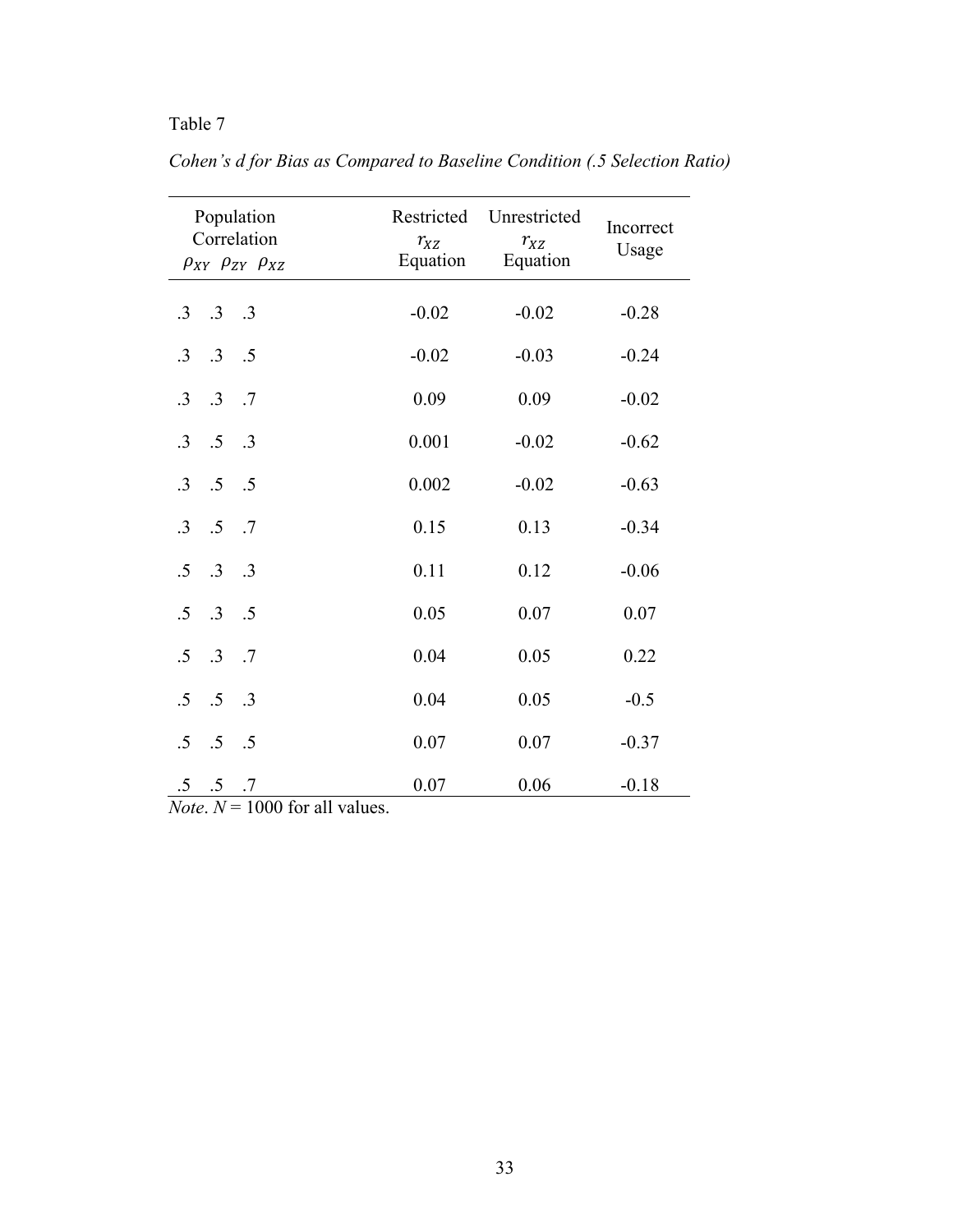Table 7

*Cohen's d for Bias as Compared to Baseline Condition (.5 Selection Ratio)*

| Population Correlation $\rho_{XY}$ | $\rho_{ZY}$ | $\rho_{XZ}$ | Restricted $r_{XZ}$ Equation | Unrestricted $r_{XZ}$ Equation | Incorrect Usage |
|---|---|---|---|---|---|
| .3 | .3 | .3 | -0.02 | -0.02 | -0.28 |
| .3 | .3 | .5 | -0.02 | -0.03 | -0.24 |
| .3 | .3 | .7 | 0.09 | 0.09 | -0.02 |
| .3 | .5 | .3 | 0.001 | -0.02 | -0.62 |
| .3 | .5 | .5 | 0.002 | -0.02 | -0.63 |
| .3 | .5 | .7 | 0.15 | 0.13 | -0.34 |
| .5 | .3 | .3 | 0.11 | 0.12 | -0.06 |
| .5 | .3 | .5 | 0.05 | 0.07 | 0.07 |
| .5 | .3 | .7 | 0.04 | 0.05 | 0.22 |
| .5 | .5 | .3 | 0.04 | 0.05 | -0.5 |
| .5 | .5 | .5 | 0.07 | 0.07 | -0.37 |
| .5 | .5 | .7 | 0.07 | 0.06 | -0.18 |

*Note*. $N$ = 1000 for all values.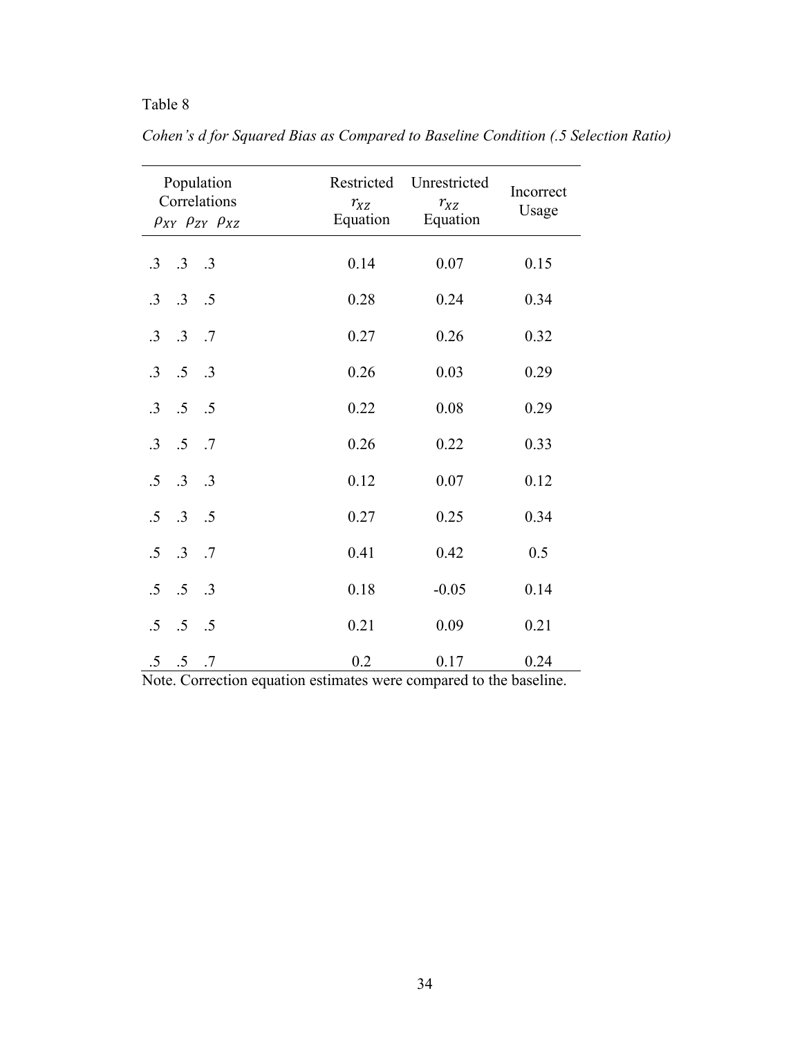Table 8

*Cohen's d for Squared Bias as Compared to Baseline Condition (.5 Selection Ratio)*

| Population Correlations $\rho_{XY}$ $\rho_{ZY}$ $\rho_{XZ}$ | Restricted $r_{XZ}$ Equation | Unrestricted $r_{XZ}$ Equation | Incorrect Usage |
|---|---|---|---|
| .3 .3 .3 | 0.14 | 0.07 | 0.15 |
| .3 .3 .5 | 0.28 | 0.24 | 0.34 |
| .3 .3 .7 | 0.27 | 0.26 | 0.32 |
| .3 .5 .3 | 0.26 | 0.03 | 0.29 |
| .3 .5 .5 | 0.22 | 0.08 | 0.29 |
| .3 .5 .7 | 0.26 | 0.22 | 0.33 |
| .5 .3 .3 | 0.12 | 0.07 | 0.12 |
| .5 .3 .5 | 0.27 | 0.25 | 0.34 |
| .5 .3 .7 | 0.41 | 0.42 | 0.5 |
| .5 .5 .3 | 0.18 | -0.05 | 0.14 |
| .5 .5 .5 | 0.21 | 0.09 | 0.21 |
| .5 .5 .7 | 0.2 | 0.17 | 0.24 |

Note. Correction equation estimates were compared to the baseline.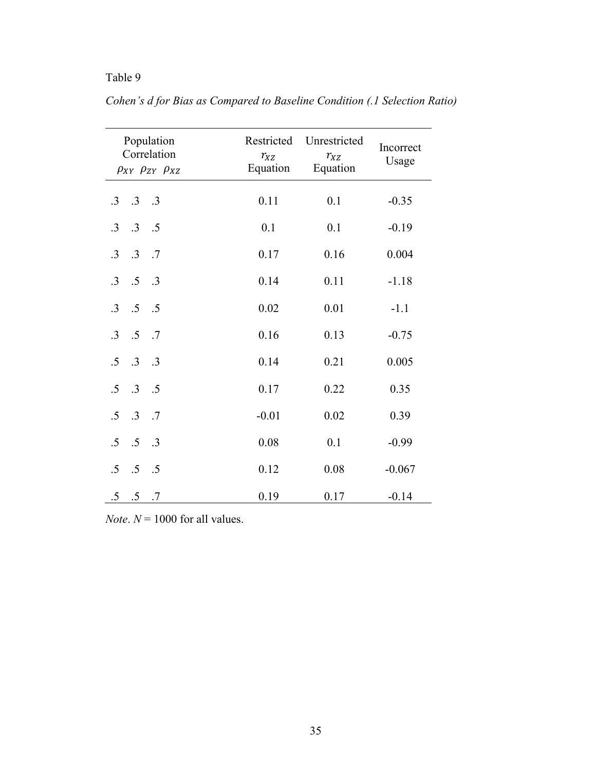Table 9

*Cohen's d for Bias as Compared to Baseline Condition (.1 Selection Ratio)*

| Population Correlation $\rho_{XY}$ $\rho_{ZY}$ $\rho_{XZ}$ | Restricted $r_{XZ}$ Equation | Unrestricted $r_{XZ}$ Equation | Incorrect Usage |
|---|---|---|---|
| .3 .3 .3 | 0.11 | 0.1 | -0.35 |
| .3 .3 .5 | 0.1 | 0.1 | -0.19 |
| .3 .3 .7 | 0.17 | 0.16 | 0.004 |
| .3 .5 .3 | 0.14 | 0.11 | -1.18 |
| .3 .5 .5 | 0.02 | 0.01 | -1.1 |
| .3 .5 .7 | 0.16 | 0.13 | -0.75 |
| .5 .3 .3 | 0.14 | 0.21 | 0.005 |
| .5 .3 .5 | 0.17 | 0.22 | 0.35 |
| .5 .3 .7 | -0.01 | 0.02 | 0.39 |
| .5 .5 .3 | 0.08 | 0.1 | -0.99 |
| .5 .5 .5 | 0.12 | 0.08 | -0.067 |
| .5 .5 .7 | 0.19 | 0.17 | -0.14 |

*Note*. $N = 1000$ for all values.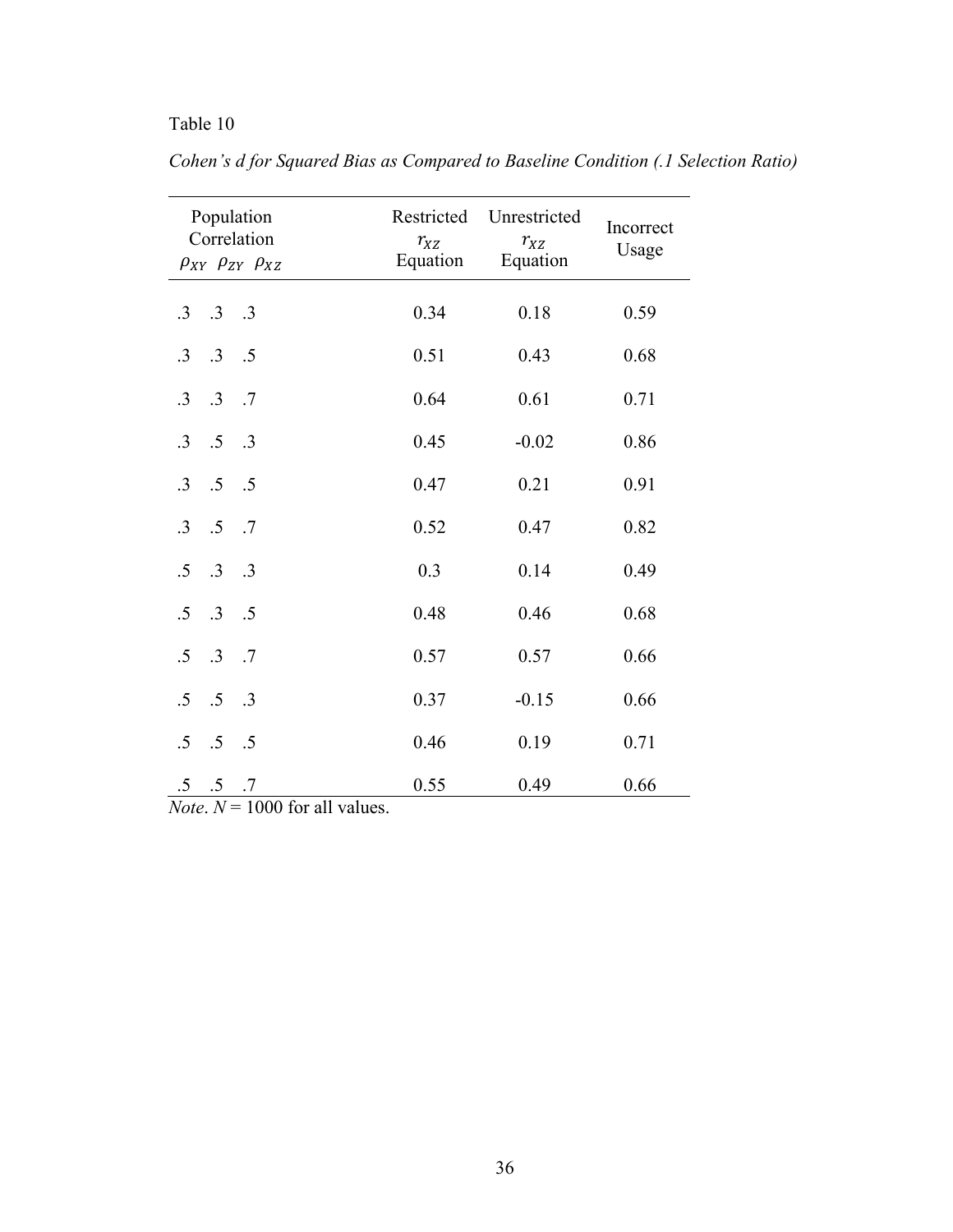Table 10

*Cohen's d for Squared Bias as Compared to Baseline Condition (.1 Selection Ratio)*

| Population Correlation $\rho_{XY}$ $\rho_{ZY}$ $\rho_{XZ}$ | Restricted $r_{XZ}$ Equation | Unrestricted $r_{XZ}$ Equation | Incorrect Usage |
|---|---|---|---|
| .3 .3 .3 | 0.34 | 0.18 | 0.59 |
| .3 .3 .5 | 0.51 | 0.43 | 0.68 |
| .3 .3 .7 | 0.64 | 0.61 | 0.71 |
| .3 .5 .3 | 0.45 | -0.02 | 0.86 |
| .3 .5 .5 | 0.47 | 0.21 | 0.91 |
| .3 .5 .7 | 0.52 | 0.47 | 0.82 |
| .5 .3 .3 | 0.3 | 0.14 | 0.49 |
| .5 .3 .5 | 0.48 | 0.46 | 0.68 |
| .5 .3 .7 | 0.57 | 0.57 | 0.66 |
| .5 .5 .3 | 0.37 | -0.15 | 0.66 |
| .5 .5 .5 | 0.46 | 0.19 | 0.71 |
| .5 .5 .7 | 0.55 | 0.49 | 0.66 |

*Note*. $N$ = 1000 for all values.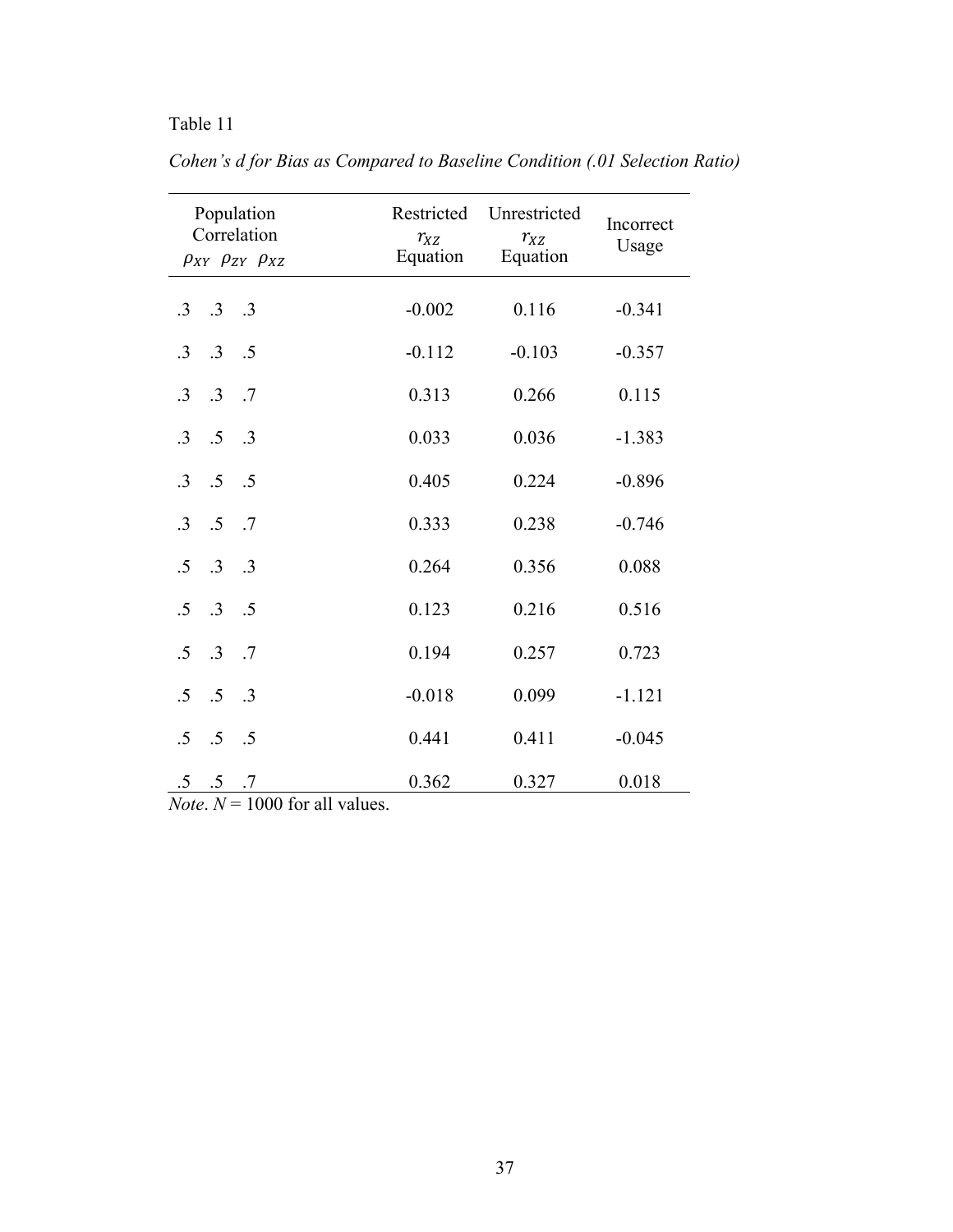Table 11

*Cohen's d for Bias as Compared to Baseline Condition (.01 Selection Ratio)*

| Population Correlation $\rho_{XY}$ | $\rho_{ZY}$ | $\rho_{XZ}$ | Restricted $r_{XZ}$ Equation | Unrestricted $r_{XZ}$ Equation | Incorrect Usage |
|---|---|---|---|---|---|
| .3 | .3 | .3 | -0.002 | 0.116 | -0.341 |
| .3 | .3 | .5 | -0.112 | -0.103 | -0.357 |
| .3 | .3 | .7 | 0.313 | 0.266 | 0.115 |
| .3 | .5 | .3 | 0.033 | 0.036 | -1.383 |
| .3 | .5 | .5 | 0.405 | 0.224 | -0.896 |
| .3 | .5 | .7 | 0.333 | 0.238 | -0.746 |
| .5 | .3 | .3 | 0.264 | 0.356 | 0.088 |
| .5 | .3 | .5 | 0.123 | 0.216 | 0.516 |
| .5 | .3 | .7 | 0.194 | 0.257 | 0.723 |
| .5 | .5 | .3 | -0.018 | 0.099 | -1.121 |
| .5 | .5 | .5 | 0.441 | 0.411 | -0.045 |
| .5 | .5 | .7 | 0.362 | 0.327 | 0.018 |

*Note*. $N$ = 1000 for all values.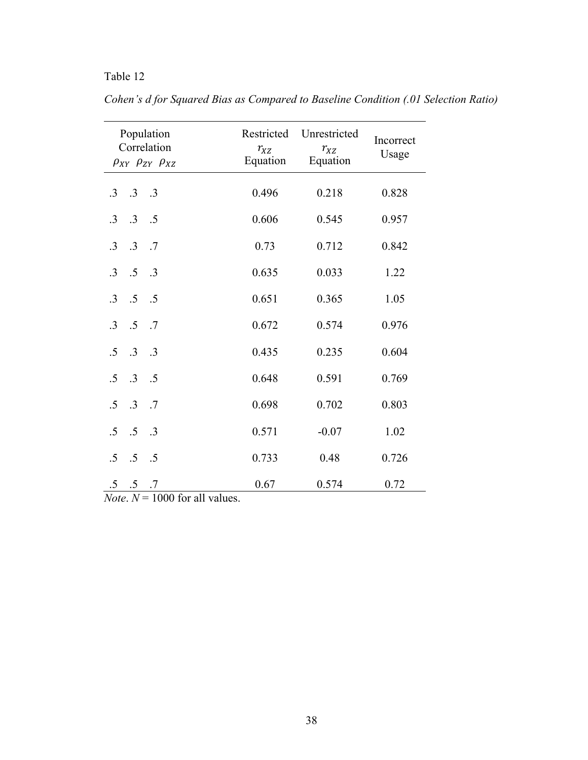Table 12

*Cohen's d for Squared Bias as Compared to Baseline Condition (.01 Selection Ratio)*

| Population Correlation $\rho_{XY}$ $\rho_{ZY}$ $\rho_{XZ}$ | Restricted $r_{XZ}$ Equation | Unrestricted $r_{XZ}$ Equation | Incorrect Usage |
|---|---|---|---|
| .3 .3 .3 | 0.496 | 0.218 | 0.828 |
| .3 .3 .5 | 0.606 | 0.545 | 0.957 |
| .3 .3 .7 | 0.73 | 0.712 | 0.842 |
| .3 .5 .3 | 0.635 | 0.033 | 1.22 |
| .3 .5 .5 | 0.651 | 0.365 | 1.05 |
| .3 .5 .7 | 0.672 | 0.574 | 0.976 |
| .5 .3 .3 | 0.435 | 0.235 | 0.604 |
| .5 .3 .5 | 0.648 | 0.591 | 0.769 |
| .5 .3 .7 | 0.698 | 0.702 | 0.803 |
| .5 .5 .3 | 0.571 | -0.07 | 1.02 |
| .5 .5 .5 | 0.733 | 0.48 | 0.726 |
| .5 .5 .7 | 0.67 | 0.574 | 0.72 |

*Note*. $N$ = 1000 for all values.